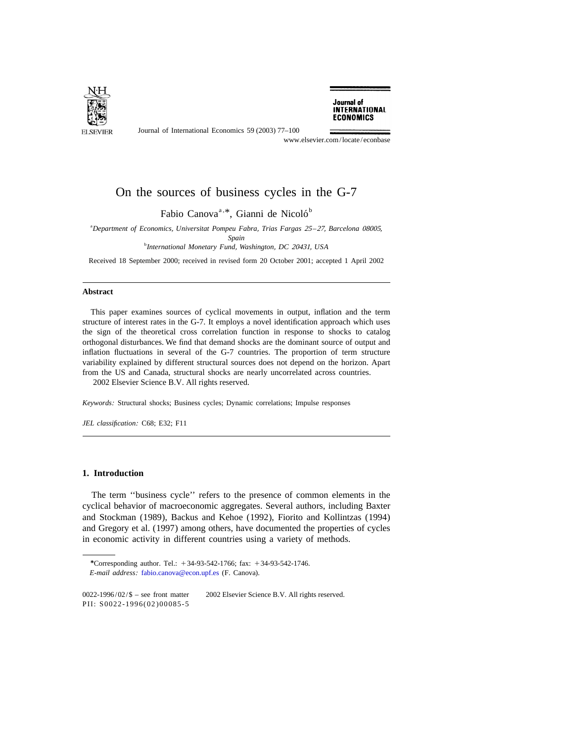# On the sources of business cycles in the G-7

Fabio Canova[a,*], Gianni de Nicoló[b]

[a]*Department of Economics, Universitat Pompeu Fabra, Trias Fargas 25–27, Barcelona 08005, Spain*

[b]*International Monetary Fund, Washington, DC 20431, USA*

Received 18 September 2000; received in revised form 20 October 2001; accepted 1 April 2002

---

## Abstract

This paper examines sources of cyclical movements in output, inflation and the term structure of interest rates in the G-7. It employs a novel identification approach which uses the sign of the theoretical cross correlation function in response to shocks to catalog orthogonal disturbances. We find that demand shocks are the dominant source of output and inflation fluctuations in several of the G-7 countries. The proportion of term structure variability explained by different structural sources does not depend on the horizon. Apart from the US and Canada, structural shocks are nearly uncorrelated across countries.

2002 Elsevier Science B.V. All rights reserved.

*Keywords:* Structural shocks; Business cycles; Dynamic correlations; Impulse responses

*JEL classification:* C68; E32; F11

---

## 1. Introduction

The term ''business cycle'' refers to the presence of common elements in the cyclical behavior of macroeconomic aggregates. Several authors, including Baxter and Stockman (1989), Backus and Kehoe (1992), Fiorito and Kollintzas (1994) and Gregory et al. (1997) among others, have documented the properties of cycles in economic activity in different countries using a variety of methods.

---

*Corresponding author. Tel.: +34-93-542-1766; fax: +34-93-542-1746.

*E-mail address:* fabio.canova@econ.upf.es (F. Canova).

0022-1996/02/$ – see front matter 2002 Elsevier Science B.V. All rights reserved.
PII: S0022-1996(02)00085-5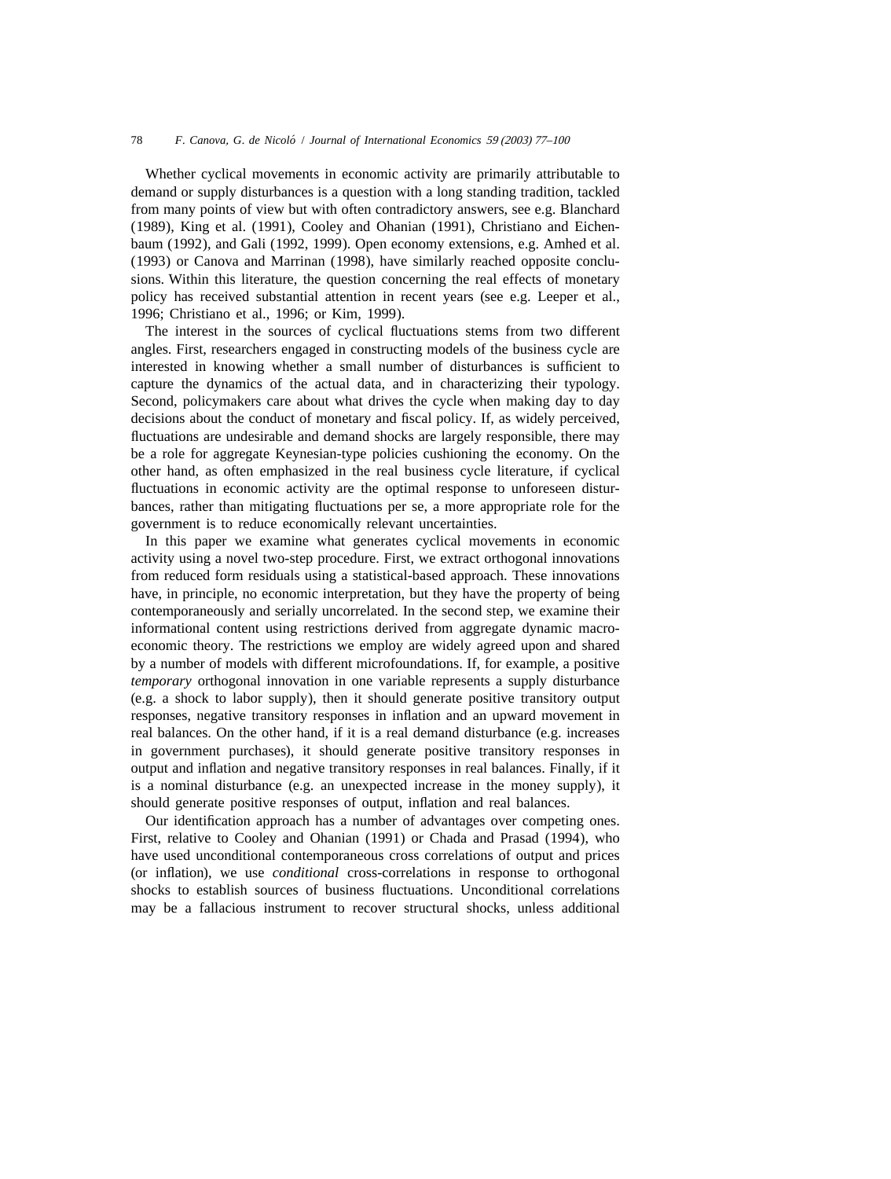Whether cyclical movements in economic activity are primarily attributable to demand or supply disturbances is a question with a long standing tradition, tackled from many points of view but with often contradictory answers, see e.g. Blanchard (1989), King et al. (1991), Cooley and Ohanian (1991), Christiano and Eichenbaum (1992), and Gali (1992, 1999). Open economy extensions, e.g. Amhed et al. (1993) or Canova and Marrinan (1998), have similarly reached opposite conclusions. Within this literature, the question concerning the real effects of monetary policy has received substantial attention in recent years (see e.g. Leeper et al., 1996; Christiano et al., 1996; or Kim, 1999).

The interest in the sources of cyclical fluctuations stems from two different angles. First, researchers engaged in constructing models of the business cycle are interested in knowing whether a small number of disturbances is sufficient to capture the dynamics of the actual data, and in characterizing their typology. Second, policymakers care about what drives the cycle when making day to day decisions about the conduct of monetary and fiscal policy. If, as widely perceived, fluctuations are undesirable and demand shocks are largely responsible, there may be a role for aggregate Keynesian-type policies cushioning the economy. On the other hand, as often emphasized in the real business cycle literature, if cyclical fluctuations in economic activity are the optimal response to unforeseen disturbances, rather than mitigating fluctuations per se, a more appropriate role for the government is to reduce economically relevant uncertainties.

In this paper we examine what generates cyclical movements in economic activity using a novel two-step procedure. First, we extract orthogonal innovations from reduced form residuals using a statistical-based approach. These innovations have, in principle, no economic interpretation, but they have the property of being contemporaneously and serially uncorrelated. In the second step, we examine their informational content using restrictions derived from aggregate dynamic macroeconomic theory. The restrictions we employ are widely agreed upon and shared by a number of models with different microfoundations. If, for example, a positive *temporary* orthogonal innovation in one variable represents a supply disturbance (e.g. a shock to labor supply), then it should generate positive transitory output responses, negative transitory responses in inflation and an upward movement in real balances. On the other hand, if it is a real demand disturbance (e.g. increases in government purchases), it should generate positive transitory responses in output and inflation and negative transitory responses in real balances. Finally, if it is a nominal disturbance (e.g. an unexpected increase in the money supply), it should generate positive responses of output, inflation and real balances.

Our identification approach has a number of advantages over competing ones. First, relative to Cooley and Ohanian (1991) or Chada and Prasad (1994), who have used unconditional contemporaneous cross correlations of output and prices (or inflation), we use *conditional* cross-correlations in response to orthogonal shocks to establish sources of business fluctuations. Unconditional correlations may be a fallacious instrument to recover structural shocks, unless additional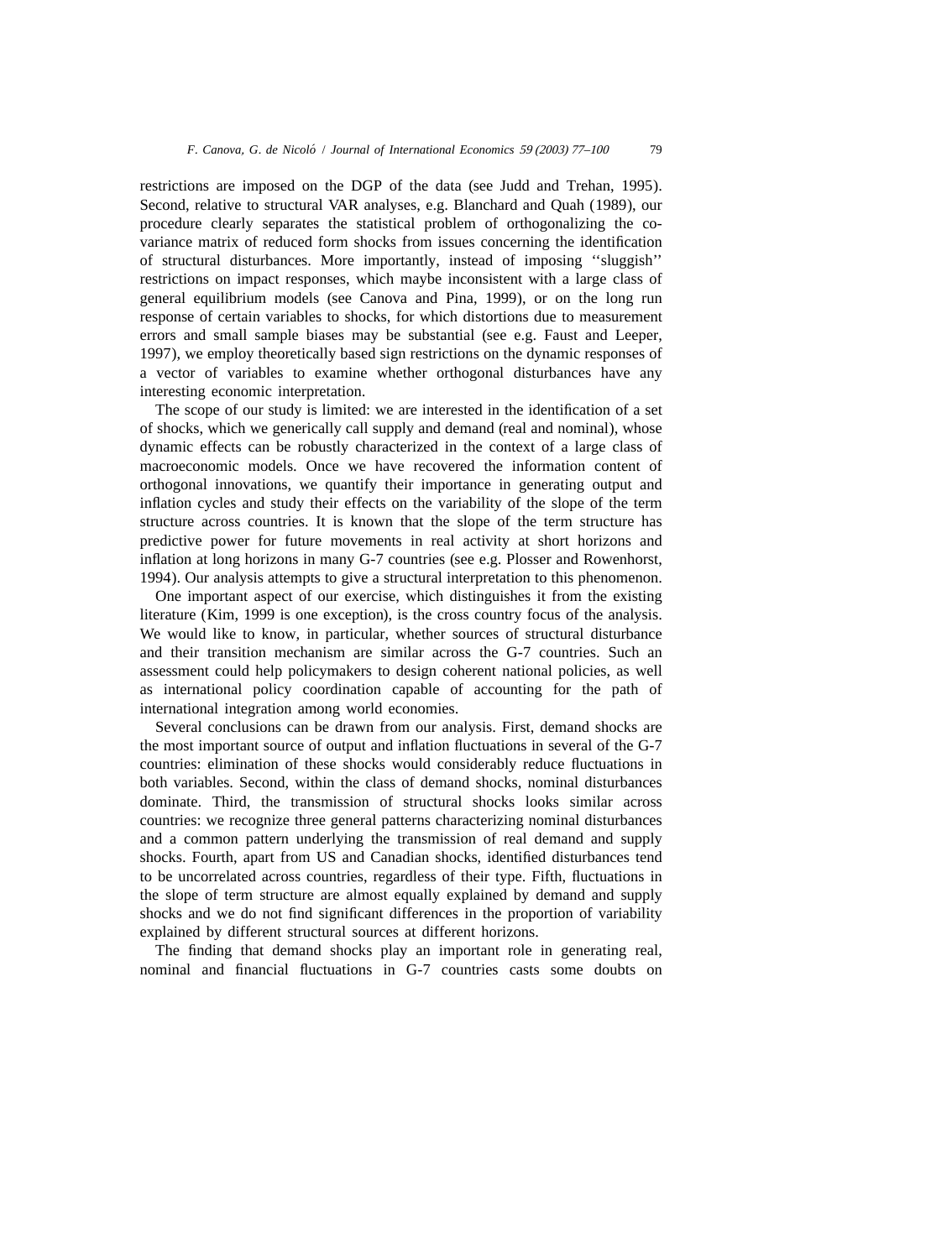restrictions are imposed on the DGP of the data (see Judd and Trehan, 1995). Second, relative to structural VAR analyses, e.g. Blanchard and Quah (1989), our procedure clearly separates the statistical problem of orthogonalizing the covariance matrix of reduced form shocks from issues concerning the identification of structural disturbances. More importantly, instead of imposing ''sluggish'' restrictions on impact responses, which maybe inconsistent with a large class of general equilibrium models (see Canova and Pina, 1999), or on the long run response of certain variables to shocks, for which distortions due to measurement errors and small sample biases may be substantial (see e.g. Faust and Leeper, 1997), we employ theoretically based sign restrictions on the dynamic responses of a vector of variables to examine whether orthogonal disturbances have any interesting economic interpretation.

The scope of our study is limited: we are interested in the identification of a set of shocks, which we generically call supply and demand (real and nominal), whose dynamic effects can be robustly characterized in the context of a large class of macroeconomic models. Once we have recovered the information content of orthogonal innovations, we quantify their importance in generating output and inflation cycles and study their effects on the variability of the slope of the term structure across countries. It is known that the slope of the term structure has predictive power for future movements in real activity at short horizons and inflation at long horizons in many G-7 countries (see e.g. Plosser and Rowenhorst, 1994). Our analysis attempts to give a structural interpretation to this phenomenon.

One important aspect of our exercise, which distinguishes it from the existing literature (Kim, 1999 is one exception), is the cross country focus of the analysis. We would like to know, in particular, whether sources of structural disturbance and their transition mechanism are similar across the G-7 countries. Such an assessment could help policymakers to design coherent national policies, as well as international policy coordination capable of accounting for the path of international integration among world economies.

Several conclusions can be drawn from our analysis. First, demand shocks are the most important source of output and inflation fluctuations in several of the G-7 countries: elimination of these shocks would considerably reduce fluctuations in both variables. Second, within the class of demand shocks, nominal disturbances dominate. Third, the transmission of structural shocks looks similar across countries: we recognize three general patterns characterizing nominal disturbances and a common pattern underlying the transmission of real demand and supply shocks. Fourth, apart from US and Canadian shocks, identified disturbances tend to be uncorrelated across countries, regardless of their type. Fifth, fluctuations in the slope of term structure are almost equally explained by demand and supply shocks and we do not find significant differences in the proportion of variability explained by different structural sources at different horizons.

The finding that demand shocks play an important role in generating real, nominal and financial fluctuations in G-7 countries casts some doubts on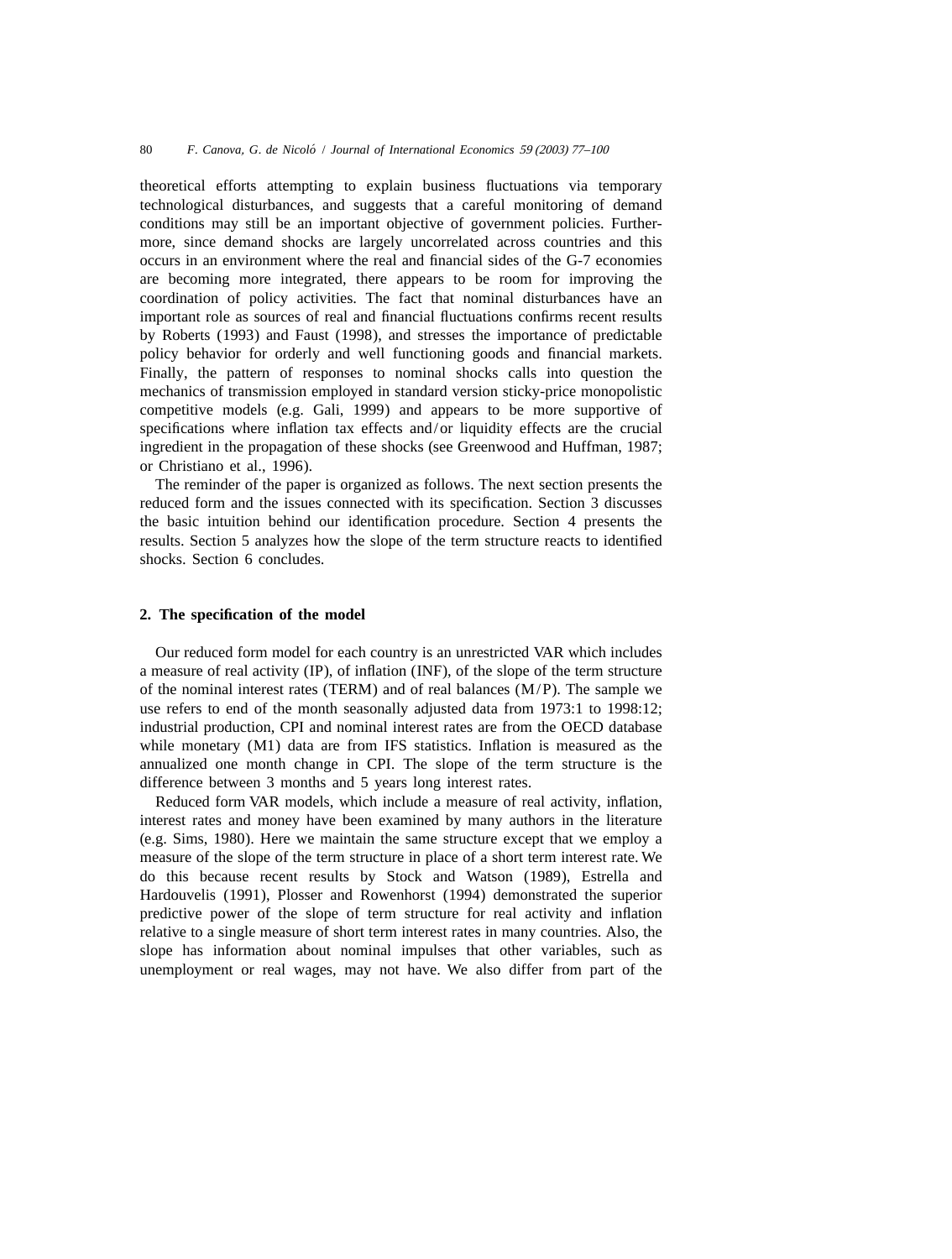theoretical efforts attempting to explain business fluctuations via temporary technological disturbances, and suggests that a careful monitoring of demand conditions may still be an important objective of government policies. Furthermore, since demand shocks are largely uncorrelated across countries and this occurs in an environment where the real and financial sides of the G-7 economies are becoming more integrated, there appears to be room for improving the coordination of policy activities. The fact that nominal disturbances have an important role as sources of real and financial fluctuations confirms recent results by Roberts (1993) and Faust (1998), and stresses the importance of predictable policy behavior for orderly and well functioning goods and financial markets. Finally, the pattern of responses to nominal shocks calls into question the mechanics of transmission employed in standard version sticky-price monopolistic competitive models (e.g. Gali, 1999) and appears to be more supportive of specifications where inflation tax effects and/or liquidity effects are the crucial ingredient in the propagation of these shocks (see Greenwood and Huffman, 1987; or Christiano et al., 1996).

The reminder of the paper is organized as follows. The next section presents the reduced form and the issues connected with its specification. Section 3 discusses the basic intuition behind our identification procedure. Section 4 presents the results. Section 5 analyzes how the slope of the term structure reacts to identified shocks. Section 6 concludes.

## 2. The specification of the model

Our reduced form model for each country is an unrestricted VAR which includes a measure of real activity (IP), of inflation (INF), of the slope of the term structure of the nominal interest rates (TERM) and of real balances (M/P). The sample we use refers to end of the month seasonally adjusted data from 1973:1 to 1998:12; industrial production, CPI and nominal interest rates are from the OECD database while monetary (M1) data are from IFS statistics. Inflation is measured as the annualized one month change in CPI. The slope of the term structure is the difference between 3 months and 5 years long interest rates.

Reduced form VAR models, which include a measure of real activity, inflation, interest rates and money have been examined by many authors in the literature (e.g. Sims, 1980). Here we maintain the same structure except that we employ a measure of the slope of the term structure in place of a short term interest rate. We do this because recent results by Stock and Watson (1989), Estrella and Hardouvelis (1991), Plosser and Rowenhorst (1994) demonstrated the superior predictive power of the slope of term structure for real activity and inflation relative to a single measure of short term interest rates in many countries. Also, the slope has information about nominal impulses that other variables, such as unemployment or real wages, may not have. We also differ from part of the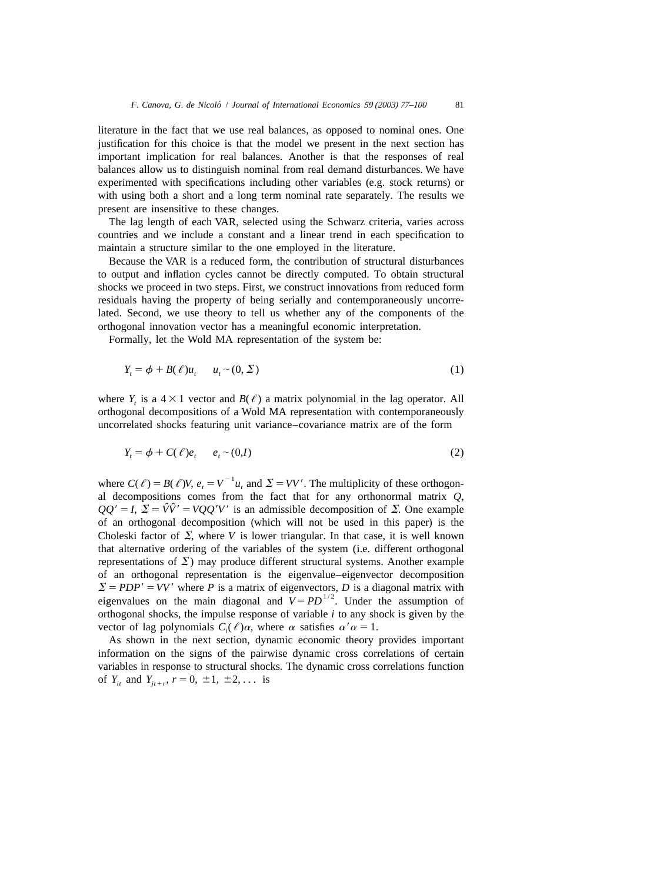literature in the fact that we use real balances, as opposed to nominal ones. One justification for this choice is that the model we present in the next section has important implication for real balances. Another is that the responses of real balances allow us to distinguish nominal from real demand disturbances. We have experimented with specifications including other variables (e.g. stock returns) or with using both a short and a long term nominal rate separately. The results we present are insensitive to these changes.

The lag length of each VAR, selected using the Schwarz criteria, varies across countries and we include a constant and a linear trend in each specification to maintain a structure similar to the one employed in the literature.

Because the VAR is a reduced form, the contribution of structural disturbances to output and inflation cycles cannot be directly computed. To obtain structural shocks we proceed in two steps. First, we construct innovations from reduced form residuals having the property of being serially and contemporaneously uncorrelated. Second, we use theory to tell us whether any of the components of the orthogonal innovation vector has a meaningful economic interpretation.

Formally, let the Wold MA representation of the system be:

$$Y_t = \phi + B(\ell)u_t \qquad u_t \sim (0, \Sigma) \tag{1}$$

where $Y_t$ is a $4 \times 1$ vector and $B(\ell)$ a matrix polynomial in the lag operator. All orthogonal decompositions of a Wold MA representation with contemporaneously uncorrelated shocks featuring unit variance–covariance matrix are of the form

$$Y_t = \phi + C(\ell)e_t \qquad e_t \sim (0, I) \tag{2}$$

where $C(\ell) = B(\ell)V$, $e_t = V^{-1}u_t$ and $\Sigma = VV'$. The multiplicity of these orthogonal decompositions comes from the fact that for any orthonormal matrix $Q$, $QQ' = I$, $\Sigma = \hat{V}\hat{V}' = VQQ'V'$ is an admissible decomposition of $\Sigma$. One example of an orthogonal decomposition (which will not be used in this paper) is the Choleski factor of $\Sigma$, where $V$ is lower triangular. In that case, it is well known that alternative ordering of the variables of the system (i.e. different orthogonal representations of $\Sigma$) may produce different structural systems. Another example of an orthogonal representation is the eigenvalue–eigenvector decomposition $\Sigma = PDP' = VV'$ where $P$ is a matrix of eigenvectors, $D$ is a diagonal matrix with eigenvalues on the main diagonal and $V = PD^{1/2}$. Under the assumption of orthogonal shocks, the impulse response of variable $i$ to any shock is given by the vector of lag polynomials $C_i(\ell)\alpha$, where $\alpha$ satisfies $\alpha'\alpha = 1$.

As shown in the next section, dynamic economic theory provides important information on the signs of the pairwise dynamic cross correlations of certain variables in response to structural shocks. The dynamic cross correlations function of $Y_{it}$ and $Y_{jt+r}$, $r = 0, \pm 1, \pm 2, \ldots$ is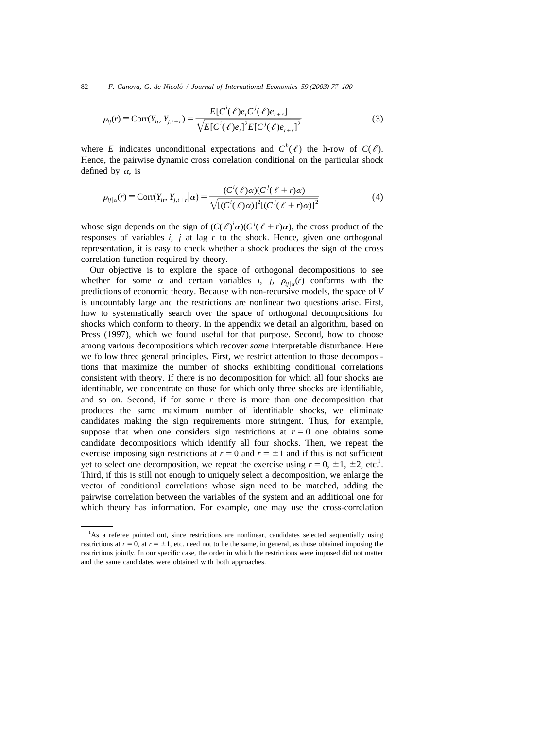$$\rho_{ij}(r) \equiv \text{Corr}(Y_{it}, Y_{j,t+r}) = \frac{E[C^i(\ell)e_t C^j(\ell)e_{t+r}]}{\sqrt{E[C^i(\ell)e_t]^2 E[C^j(\ell)e_{t+r}]^2}} \tag{3}$$

where $E$ indicates unconditional expectations and $C^h(\ell)$ the h-row of $C(\ell)$. Hence, the pairwise dynamic cross correlation conditional on the particular shock defined by $\alpha$, is

$$\rho_{ij|\alpha}(r) \equiv \text{Corr}(Y_{it}, Y_{j,t+r}|\alpha) = \frac{(C^i(\ell)\alpha)(C^j(\ell+r)\alpha)}{\sqrt{[(C^i(\ell)\alpha)]^2[(C^j(\ell+r)\alpha)]^2}} \tag{4}$$

whose sign depends on the sign of $(C(\ell)^i\alpha)(C^j(\ell+r)\alpha)$, the cross product of the responses of variables $i$, $j$ at lag $r$ to the shock. Hence, given one orthogonal representation, it is easy to check whether a shock produces the sign of the cross correlation function required by theory.

Our objective is to explore the space of orthogonal decompositions to see whether for some $\alpha$ and certain variables $i$, $j$, $\rho_{ij|\alpha}(r)$ conforms with the predictions of economic theory. Because with non-recursive models, the space of $V$ is uncountably large and the restrictions are nonlinear two questions arise. First, how to systematically search over the space of orthogonal decompositions for shocks which conform to theory. In the appendix we detail an algorithm, based on Press (1997), which we found useful for that purpose. Second, how to choose among various decompositions which recover *some* interpretable disturbance. Here we follow three general principles. First, we restrict attention to those decompositions that maximize the number of shocks exhibiting conditional correlations consistent with theory. If there is no decomposition for which all four shocks are identifiable, we concentrate on those for which only three shocks are identifiable, and so on. Second, if for some $r$ there is more than one decomposition that produces the same maximum number of identifiable shocks, we eliminate candidates making the sign requirements more stringent. Thus, for example, suppose that when one considers sign restrictions at $r=0$ one obtains some candidate decompositions which identify all four shocks. Then, we repeat the exercise imposing sign restrictions at $r=0$ and $r=\pm 1$ and if this is not sufficient yet to select one decomposition, we repeat the exercise using $r=0$, $\pm 1$, $\pm 2$, etc.[1]. Third, if this is still not enough to uniquely select a decomposition, we enlarge the vector of conditional correlations whose sign need to be matched, adding the pairwise correlation between the variables of the system and an additional one for which theory has information. For example, one may use the cross-correlation

[1] As a referee pointed out, since restrictions are nonlinear, candidates selected sequentially using restrictions at $r=0$, at $r=\pm 1$, etc. need not to be the same, in general, as those obtained imposing the restrictions jointly. In our specific case, the order in which the restrictions were imposed did not matter and the same candidates were obtained with both approaches.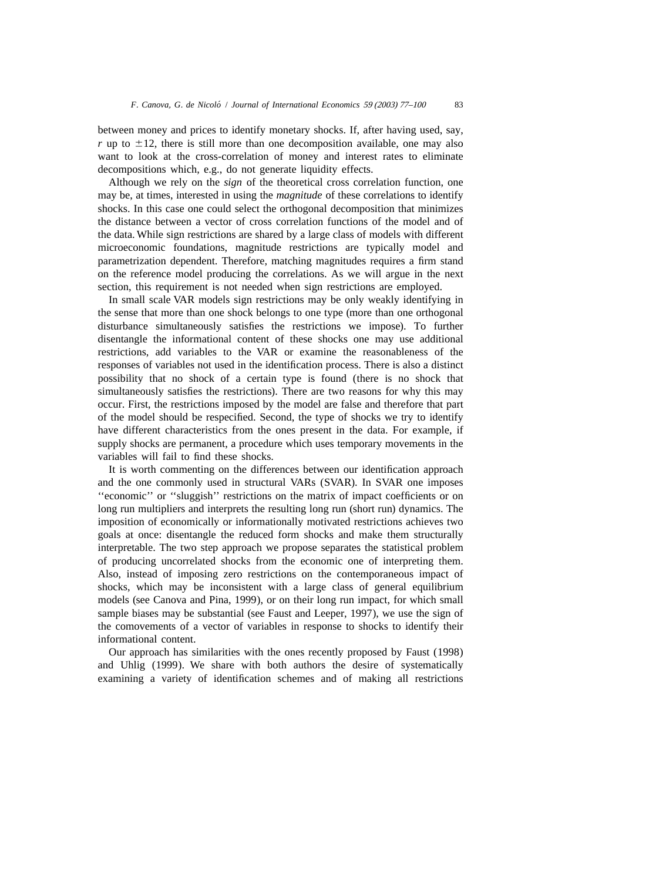between money and prices to identify monetary shocks. If, after having used, say, $r$ up to $\pm 12$, there is still more than one decomposition available, one may also want to look at the cross-correlation of money and interest rates to eliminate decompositions which, e.g., do not generate liquidity effects.

Although we rely on the *sign* of the theoretical cross correlation function, one may be, at times, interested in using the *magnitude* of these correlations to identify shocks. In this case one could select the orthogonal decomposition that minimizes the distance between a vector of cross correlation functions of the model and of the data. While sign restrictions are shared by a large class of models with different microeconomic foundations, magnitude restrictions are typically model and parametrization dependent. Therefore, matching magnitudes requires a firm stand on the reference model producing the correlations. As we will argue in the next section, this requirement is not needed when sign restrictions are employed.

In small scale VAR models sign restrictions may be only weakly identifying in the sense that more than one shock belongs to one type (more than one orthogonal disturbance simultaneously satisfies the restrictions we impose). To further disentangle the informational content of these shocks one may use additional restrictions, add variables to the VAR or examine the reasonableness of the responses of variables not used in the identification process. There is also a distinct possibility that no shock of a certain type is found (there is no shock that simultaneously satisfies the restrictions). There are two reasons for why this may occur. First, the restrictions imposed by the model are false and therefore that part of the model should be respecified. Second, the type of shocks we try to identify have different characteristics from the ones present in the data. For example, if supply shocks are permanent, a procedure which uses temporary movements in the variables will fail to find these shocks.

It is worth commenting on the differences between our identification approach and the one commonly used in structural VARs (SVAR). In SVAR one imposes ''economic'' or ''sluggish'' restrictions on the matrix of impact coefficients or on long run multipliers and interprets the resulting long run (short run) dynamics. The imposition of economically or informationally motivated restrictions achieves two goals at once: disentangle the reduced form shocks and make them structurally interpretable. The two step approach we propose separates the statistical problem of producing uncorrelated shocks from the economic one of interpreting them. Also, instead of imposing zero restrictions on the contemporaneous impact of shocks, which may be inconsistent with a large class of general equilibrium models (see Canova and Pina, 1999), or on their long run impact, for which small sample biases may be substantial (see Faust and Leeper, 1997), we use the sign of the comovements of a vector of variables in response to shocks to identify their informational content.

Our approach has similarities with the ones recently proposed by Faust (1998) and Uhlig (1999). We share with both authors the desire of systematically examining a variety of identification schemes and of making all restrictions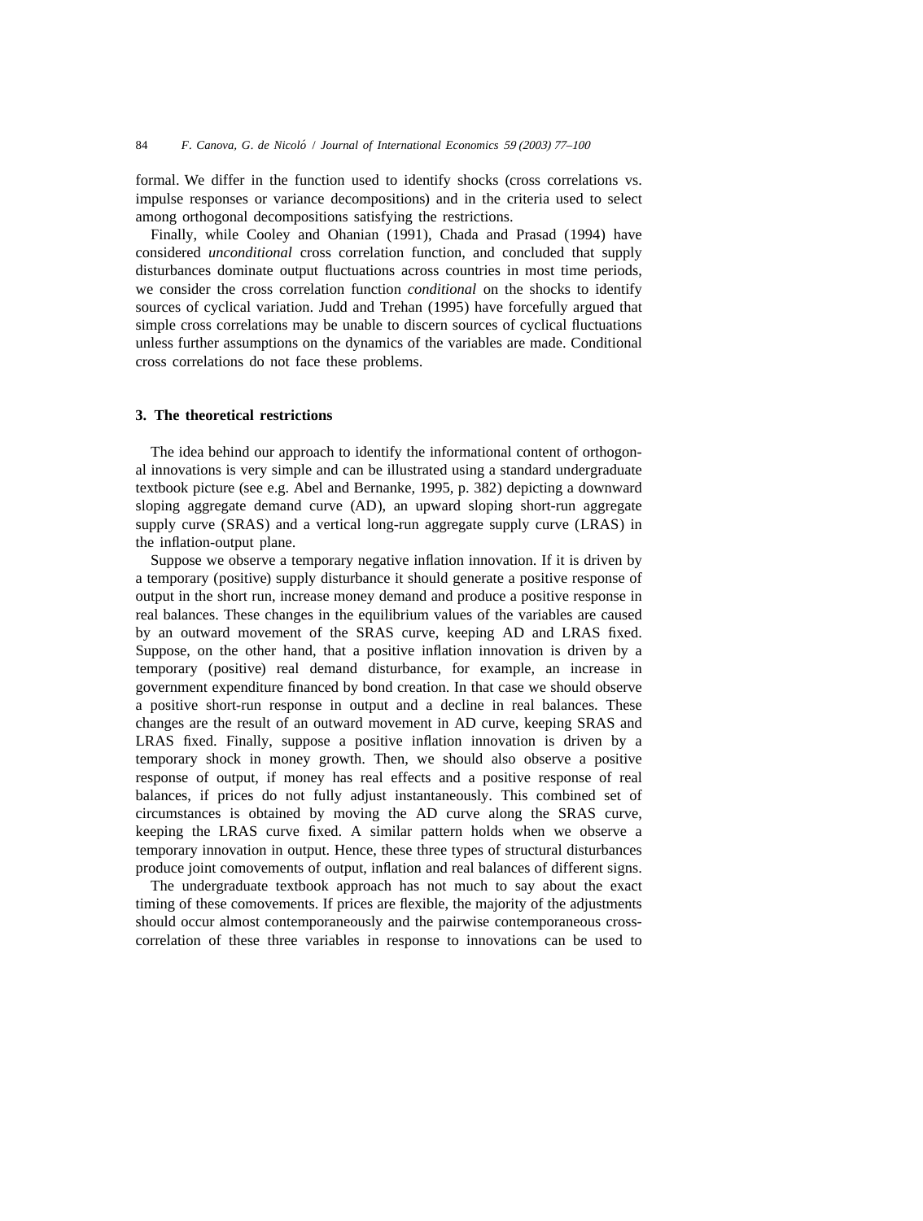formal. We differ in the function used to identify shocks (cross correlations vs. impulse responses or variance decompositions) and in the criteria used to select among orthogonal decompositions satisfying the restrictions.

Finally, while Cooley and Ohanian (1991), Chada and Prasad (1994) have considered *unconditional* cross correlation function, and concluded that supply disturbances dominate output fluctuations across countries in most time periods, we consider the cross correlation function *conditional* on the shocks to identify sources of cyclical variation. Judd and Trehan (1995) have forcefully argued that simple cross correlations may be unable to discern sources of cyclical fluctuations unless further assumptions on the dynamics of the variables are made. Conditional cross correlations do not face these problems.

## 3. The theoretical restrictions

The idea behind our approach to identify the informational content of orthogonal innovations is very simple and can be illustrated using a standard undergraduate textbook picture (see e.g. Abel and Bernanke, 1995, p. 382) depicting a downward sloping aggregate demand curve (AD), an upward sloping short-run aggregate supply curve (SRAS) and a vertical long-run aggregate supply curve (LRAS) in the inflation-output plane.

Suppose we observe a temporary negative inflation innovation. If it is driven by a temporary (positive) supply disturbance it should generate a positive response of output in the short run, increase money demand and produce a positive response in real balances. These changes in the equilibrium values of the variables are caused by an outward movement of the SRAS curve, keeping AD and LRAS fixed. Suppose, on the other hand, that a positive inflation innovation is driven by a temporary (positive) real demand disturbance, for example, an increase in government expenditure financed by bond creation. In that case we should observe a positive short-run response in output and a decline in real balances. These changes are the result of an outward movement in AD curve, keeping SRAS and LRAS fixed. Finally, suppose a positive inflation innovation is driven by a temporary shock in money growth. Then, we should also observe a positive response of output, if money has real effects and a positive response of real balances, if prices do not fully adjust instantaneously. This combined set of circumstances is obtained by moving the AD curve along the SRAS curve, keeping the LRAS curve fixed. A similar pattern holds when we observe a temporary innovation in output. Hence, these three types of structural disturbances produce joint comovements of output, inflation and real balances of different signs.

The undergraduate textbook approach has not much to say about the exact timing of these comovements. If prices are flexible, the majority of the adjustments should occur almost contemporaneously and the pairwise contemporaneous cross-correlation of these three variables in response to innovations can be used to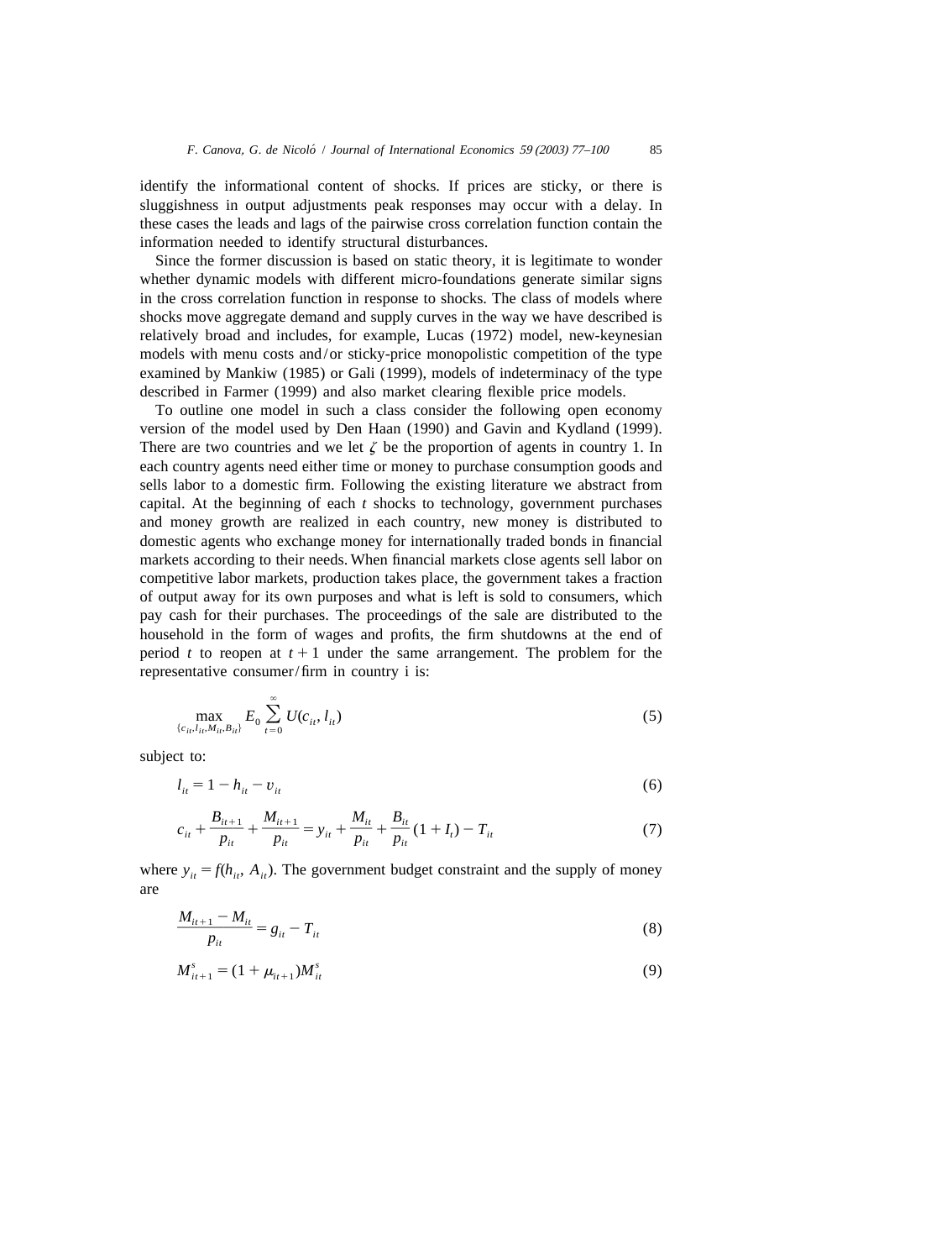identify the informational content of shocks. If prices are sticky, or there is sluggishness in output adjustments peak responses may occur with a delay. In these cases the leads and lags of the pairwise cross correlation function contain the information needed to identify structural disturbances.

Since the former discussion is based on static theory, it is legitimate to wonder whether dynamic models with different micro-foundations generate similar signs in the cross correlation function in response to shocks. The class of models where shocks move aggregate demand and supply curves in the way we have described is relatively broad and includes, for example, Lucas (1972) model, new-keynesian models with menu costs and/or sticky-price monopolistic competition of the type examined by Mankiw (1985) or Gali (1999), models of indeterminacy of the type described in Farmer (1999) and also market clearing flexible price models.

To outline one model in such a class consider the following open economy version of the model used by Den Haan (1990) and Gavin and Kydland (1999). There are two countries and we let $\zeta$ be the proportion of agents in country 1. In each country agents need either time or money to purchase consumption goods and sells labor to a domestic firm. Following the existing literature we abstract from capital. At the beginning of each $t$ shocks to technology, government purchases and money growth are realized in each country, new money is distributed to domestic agents who exchange money for internationally traded bonds in financial markets according to their needs. When financial markets close agents sell labor on competitive labor markets, production takes place, the government takes a fraction of output away for its own purposes and what is left is sold to consumers, which pay cash for their purchases. The proceedings of the sale are distributed to the household in the form of wages and profits, the firm shutdowns at the end of period $t$ to reopen at $t+1$ under the same arrangement. The problem for the representative consumer/firm in country i is:

$$\max_{\{c_{it}, l_{it}, M_{it}, B_{it}\}} E_0 \sum_{t=0}^{\infty} U(c_{it}, l_{it}) \tag{5}$$

subject to:

$$l_{it} = 1 - h_{it} - v_{it} \tag{6}$$

$$c_{it} + \frac{B_{it+1}}{p_{it}} + \frac{M_{it+1}}{p_{it}} = y_{it} + \frac{M_{it}}{p_{it}} + \frac{B_{it}}{p_{it}}(1 + I_t) - T_{it} \tag{7}$$

where $y_{it} = f(h_{it}, A_{it})$. The government budget constraint and the supply of money are

$$\frac{M_{it+1} - M_{it}}{p_{it}} = g_{it} - T_{it} \tag{8}$$

$$M^s_{it+1} = (1 + \mu_{it+1})M^s_{it} \tag{9}$$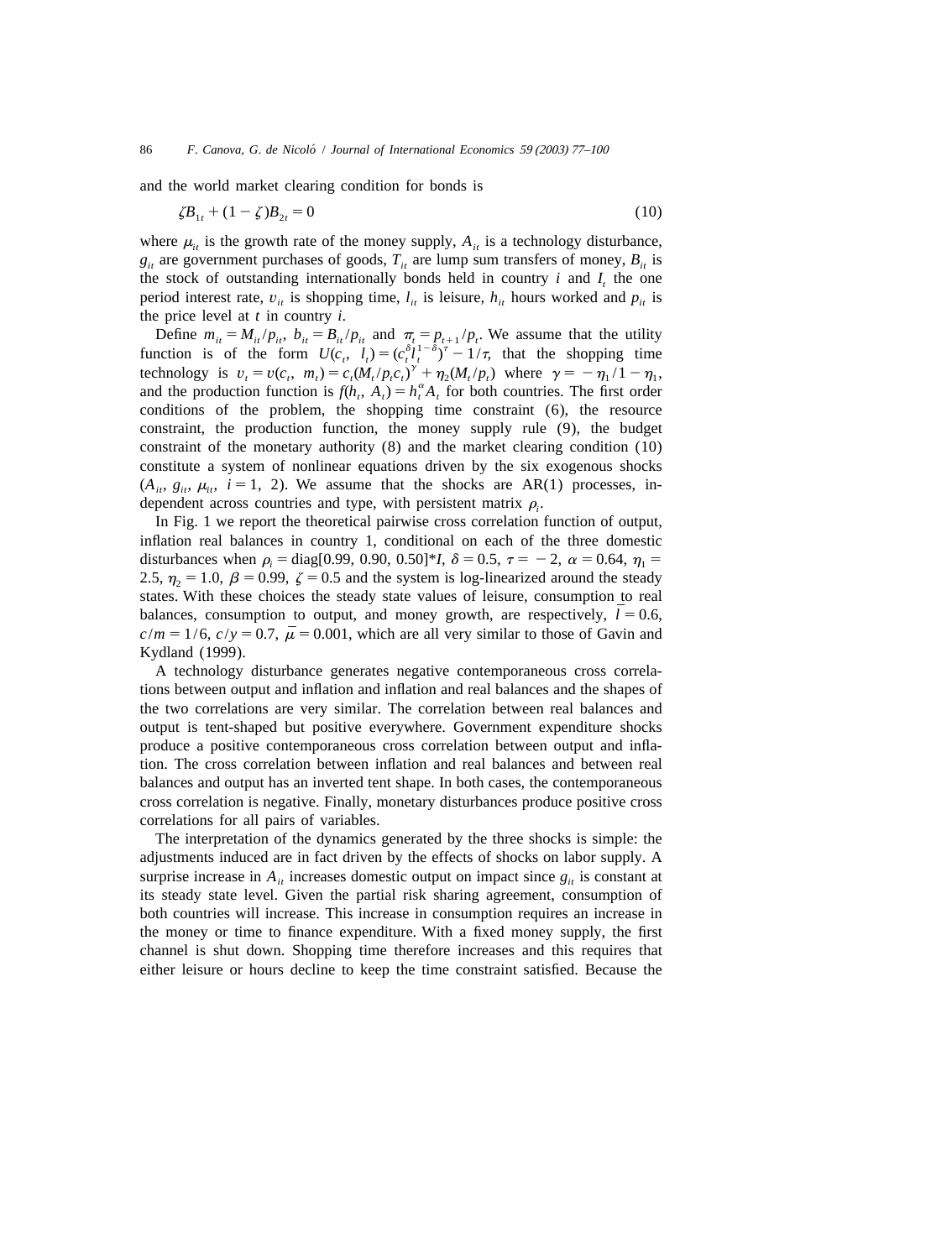and the world market clearing condition for bonds is

$$\zeta B_{1t} + (1 - \zeta) B_{2t} = 0 \tag{10}$$

where $\mu_{it}$ is the growth rate of the money supply, $A_{it}$ is a technology disturbance, $g_{it}$ are government purchases of goods, $T_{it}$ are lump sum transfers of money, $B_{it}$ is the stock of outstanding internationally bonds held in country $i$ and $I_t$ the one period interest rate, $v_{it}$ is shopping time, $l_{it}$ is leisure, $h_{it}$ hours worked and $p_{it}$ is the price level at $t$ in country $i$.

Define $m_{it} = M_{it}/p_{it}$, $b_{it} = B_{it}/p_{it}$ and $\pi_t = p_{t+1}/p_t$. We assume that the utility function is of the form $U(c_t, l_t) = (c_t^{\delta} l_t^{1-\delta})^{\tau} - 1/\tau$, that the shopping time technology is $v_t = v(c_t, m_t) = c_t(M_t/p_t c_t)^{\gamma} + \eta_2(M_t/p_t)$ where $\gamma = -\eta_1/1 - \eta_1$, and the production function is $f(h_t, A_t) = h_t^{\alpha} A_t$ for both countries. The first order conditions of the problem, the shopping time constraint (6), the resource constraint, the production function, the money supply rule (9), the budget constraint of the monetary authority (8) and the market clearing condition (10) constitute a system of nonlinear equations driven by the six exogenous shocks $(A_{it}, g_{it}, \mu_{it}, i = 1, 2)$. We assume that the shocks are AR(1) processes, independent across countries and type, with persistent matrix $\rho_i$.

In Fig. 1 we report the theoretical pairwise cross correlation function of output, inflation real balances in country 1, conditional on each of the three domestic disturbances when $\rho_i = \text{diag}[0.99, 0.90, 0.50]^{*}I$, $\delta = 0.5$, $\tau = -2$, $\alpha = 0.64$, $\eta_1 = 2.5$, $\eta_2 = 1.0$, $\beta = 0.99$, $\zeta = 0.5$ and the system is log-linearized around the steady states. With these choices the steady state values of leisure, consumption to real balances, consumption to output, and money growth, are respectively, $\bar{l} = 0.6$, $c/m = 1/6$, $c/y = 0.7$, $\bar{\mu} = 0.001$, which are all very similar to those of Gavin and Kydland (1999).

A technology disturbance generates negative contemporaneous cross correlations between output and inflation and inflation and real balances and the shapes of the two correlations are very similar. The correlation between real balances and output is tent-shaped but positive everywhere. Government expenditure shocks produce a positive contemporaneous cross correlation between output and inflation. The cross correlation between inflation and real balances and between real balances and output has an inverted tent shape. In both cases, the contemporaneous cross correlation is negative. Finally, monetary disturbances produce positive cross correlations for all pairs of variables.

The interpretation of the dynamics generated by the three shocks is simple: the adjustments induced are in fact driven by the effects of shocks on labor supply. A surprise increase in $A_{it}$ increases domestic output on impact since $g_{it}$ is constant at its steady state level. Given the partial risk sharing agreement, consumption of both countries will increase. This increase in consumption requires an increase in the money or time to finance expenditure. With a fixed money supply, the first channel is shut down. Shopping time therefore increases and this requires that either leisure or hours decline to keep the time constraint satisfied. Because the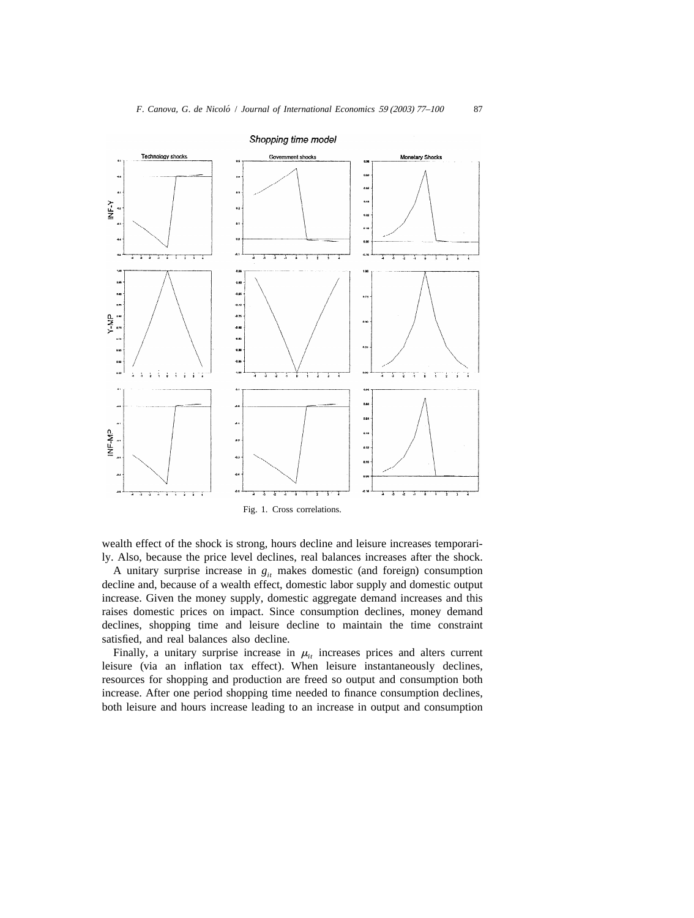Fig. 1. Cross correlations.

wealth effect of the shock is strong, hours decline and leisure increases temporarily. Also, because the price level declines, real balances increases after the shock.

A unitary surprise increase in $g_{it}$ makes domestic (and foreign) consumption decline and, because of a wealth effect, domestic labor supply and domestic output increase. Given the money supply, domestic aggregate demand increases and this raises domestic prices on impact. Since consumption declines, money demand declines, shopping time and leisure decline to maintain the time constraint satisfied, and real balances also decline.

Finally, a unitary surprise increase in $\mu_{it}$ increases prices and alters current leisure (via an inflation tax effect). When leisure instantaneously declines, resources for shopping and production are freed so output and consumption both increase. After one period shopping time needed to finance consumption declines, both leisure and hours increase leading to an increase in output and consumption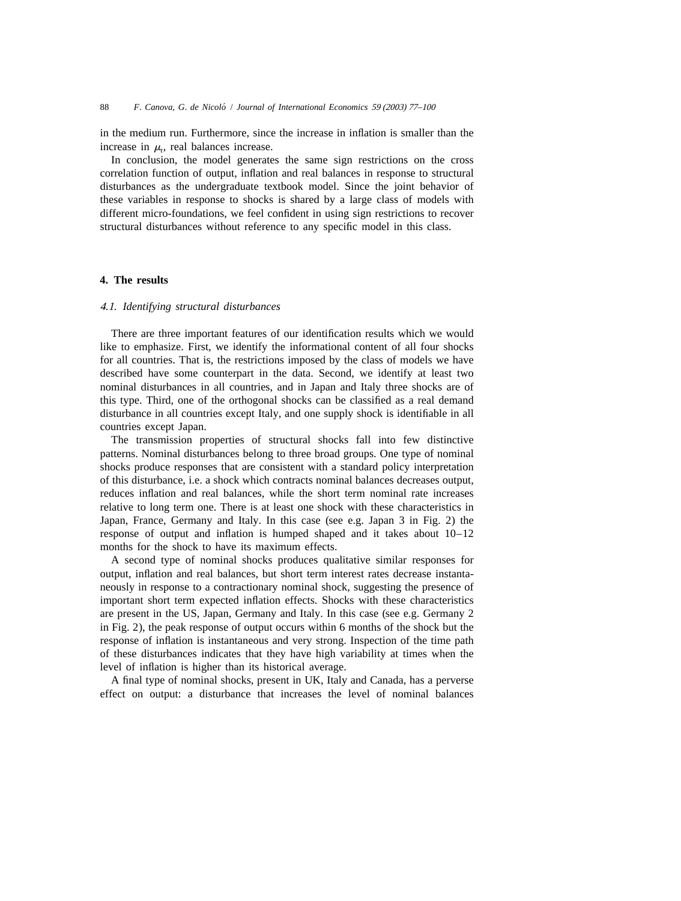in the medium run. Furthermore, since the increase in inflation is smaller than the increase in $\mu_t$, real balances increase.

In conclusion, the model generates the same sign restrictions on the cross correlation function of output, inflation and real balances in response to structural disturbances as the undergraduate textbook model. Since the joint behavior of these variables in response to shocks is shared by a large class of models with different micro-foundations, we feel confident in using sign restrictions to recover structural disturbances without reference to any specific model in this class.

## 4. The results

### *4.1. Identifying structural disturbances*

There are three important features of our identification results which we would like to emphasize. First, we identify the informational content of all four shocks for all countries. That is, the restrictions imposed by the class of models we have described have some counterpart in the data. Second, we identify at least two nominal disturbances in all countries, and in Japan and Italy three shocks are of this type. Third, one of the orthogonal shocks can be classified as a real demand disturbance in all countries except Italy, and one supply shock is identifiable in all countries except Japan.

The transmission properties of structural shocks fall into few distinctive patterns. Nominal disturbances belong to three broad groups. One type of nominal shocks produce responses that are consistent with a standard policy interpretation of this disturbance, i.e. a shock which contracts nominal balances decreases output, reduces inflation and real balances, while the short term nominal rate increases relative to long term one. There is at least one shock with these characteristics in Japan, France, Germany and Italy. In this case (see e.g. Japan 3 in Fig. 2) the response of output and inflation is humped shaped and it takes about 10–12 months for the shock to have its maximum effects.

A second type of nominal shocks produces qualitative similar responses for output, inflation and real balances, but short term interest rates decrease instantaneously in response to a contractionary nominal shock, suggesting the presence of important short term expected inflation effects. Shocks with these characteristics are present in the US, Japan, Germany and Italy. In this case (see e.g. Germany 2 in Fig. 2), the peak response of output occurs within 6 months of the shock but the response of inflation is instantaneous and very strong. Inspection of the time path of these disturbances indicates that they have high variability at times when the level of inflation is higher than its historical average.

A final type of nominal shocks, present in UK, Italy and Canada, has a perverse effect on output: a disturbance that increases the level of nominal balances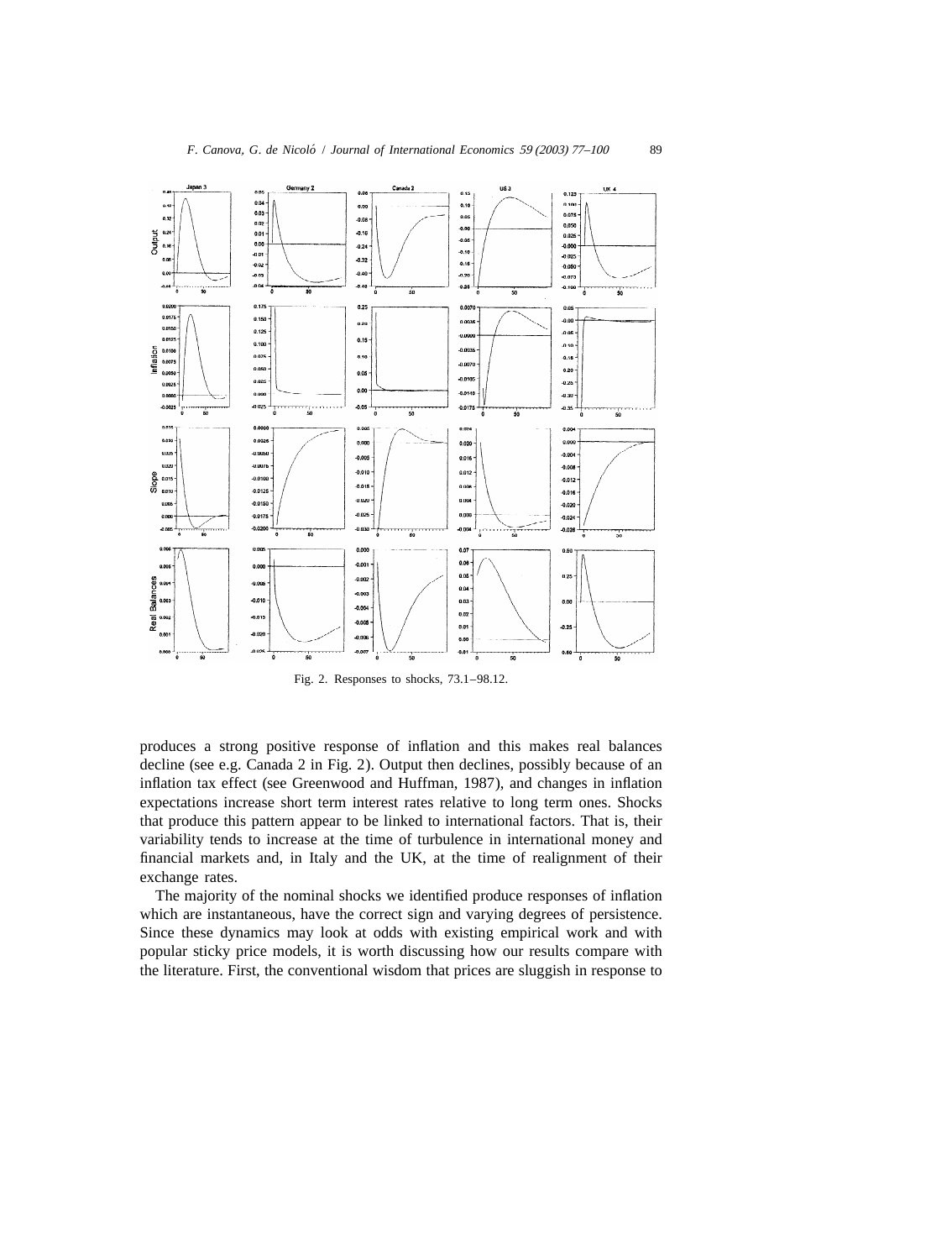Fig. 2. Responses to shocks, 73.1–98.12.

produces a strong positive response of inflation and this makes real balances decline (see e.g. Canada 2 in Fig. 2). Output then declines, possibly because of an inflation tax effect (see Greenwood and Huffman, 1987), and changes in inflation expectations increase short term interest rates relative to long term ones. Shocks that produce this pattern appear to be linked to international factors. That is, their variability tends to increase at the time of turbulence in international money and financial markets and, in Italy and the UK, at the time of realignment of their exchange rates.

The majority of the nominal shocks we identified produce responses of inflation which are instantaneous, have the correct sign and varying degrees of persistence. Since these dynamics may look at odds with existing empirical work and with popular sticky price models, it is worth discussing how our results compare with the literature. First, the conventional wisdom that prices are sluggish in response to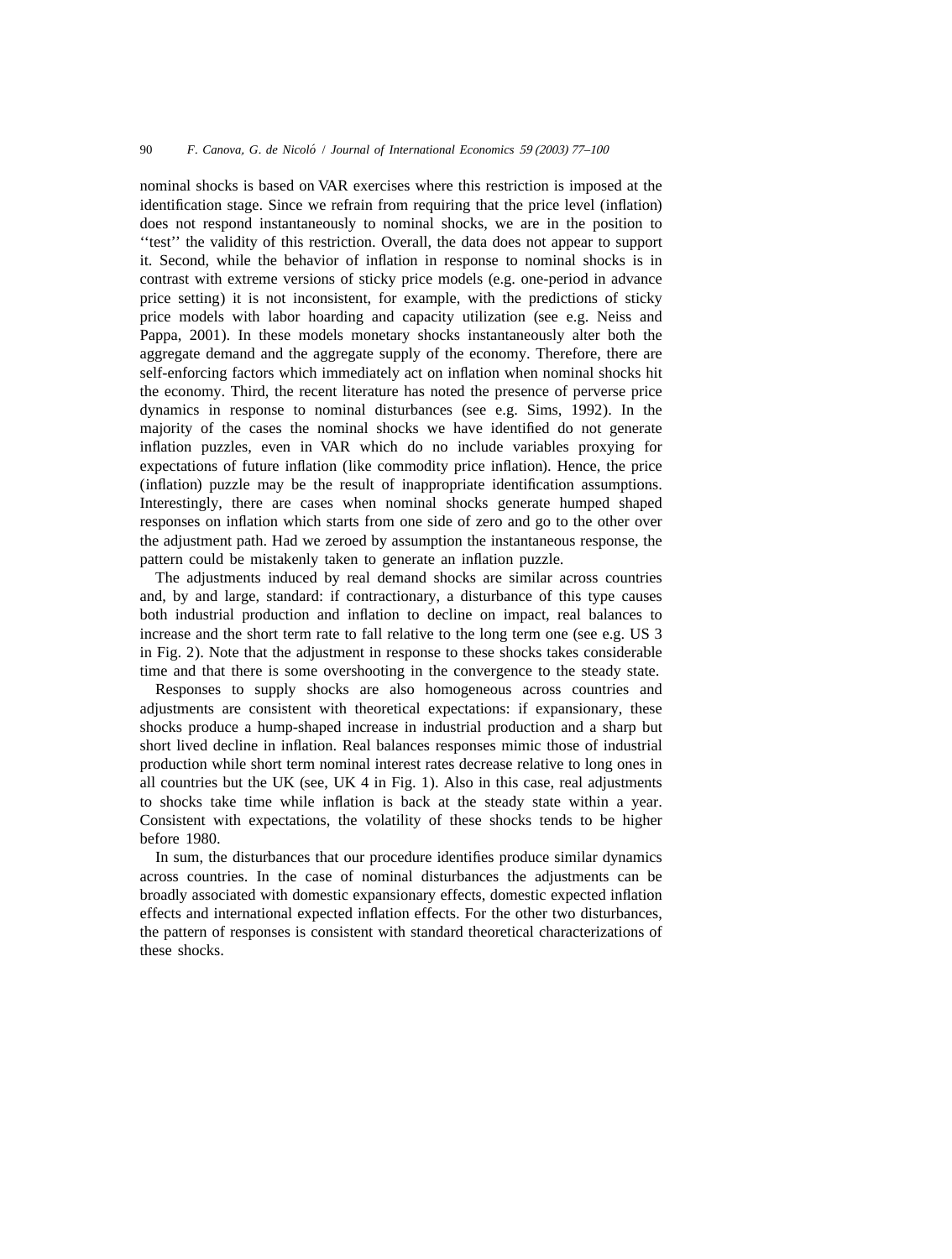nominal shocks is based on VAR exercises where this restriction is imposed at the identification stage. Since we refrain from requiring that the price level (inflation) does not respond instantaneously to nominal shocks, we are in the position to ''test'' the validity of this restriction. Overall, the data does not appear to support it. Second, while the behavior of inflation in response to nominal shocks is in contrast with extreme versions of sticky price models (e.g. one-period in advance price setting) it is not inconsistent, for example, with the predictions of sticky price models with labor hoarding and capacity utilization (see e.g. Neiss and Pappa, 2001). In these models monetary shocks instantaneously alter both the aggregate demand and the aggregate supply of the economy. Therefore, there are self-enforcing factors which immediately act on inflation when nominal shocks hit the economy. Third, the recent literature has noted the presence of perverse price dynamics in response to nominal disturbances (see e.g. Sims, 1992). In the majority of the cases the nominal shocks we have identified do not generate inflation puzzles, even in VAR which do no include variables proxying for expectations of future inflation (like commodity price inflation). Hence, the price (inflation) puzzle may be the result of inappropriate identification assumptions. Interestingly, there are cases when nominal shocks generate humped shaped responses on inflation which starts from one side of zero and go to the other over the adjustment path. Had we zeroed by assumption the instantaneous response, the pattern could be mistakenly taken to generate an inflation puzzle.

The adjustments induced by real demand shocks are similar across countries and, by and large, standard: if contractionary, a disturbance of this type causes both industrial production and inflation to decline on impact, real balances to increase and the short term rate to fall relative to the long term one (see e.g. US 3 in Fig. 2). Note that the adjustment in response to these shocks takes considerable time and that there is some overshooting in the convergence to the steady state.

Responses to supply shocks are also homogeneous across countries and adjustments are consistent with theoretical expectations: if expansionary, these shocks produce a hump-shaped increase in industrial production and a sharp but short lived decline in inflation. Real balances responses mimic those of industrial production while short term nominal interest rates decrease relative to long ones in all countries but the UK (see, UK 4 in Fig. 1). Also in this case, real adjustments to shocks take time while inflation is back at the steady state within a year. Consistent with expectations, the volatility of these shocks tends to be higher before 1980.

In sum, the disturbances that our procedure identifies produce similar dynamics across countries. In the case of nominal disturbances the adjustments can be broadly associated with domestic expansionary effects, domestic expected inflation effects and international expected inflation effects. For the other two disturbances, the pattern of responses is consistent with standard theoretical characterizations of these shocks.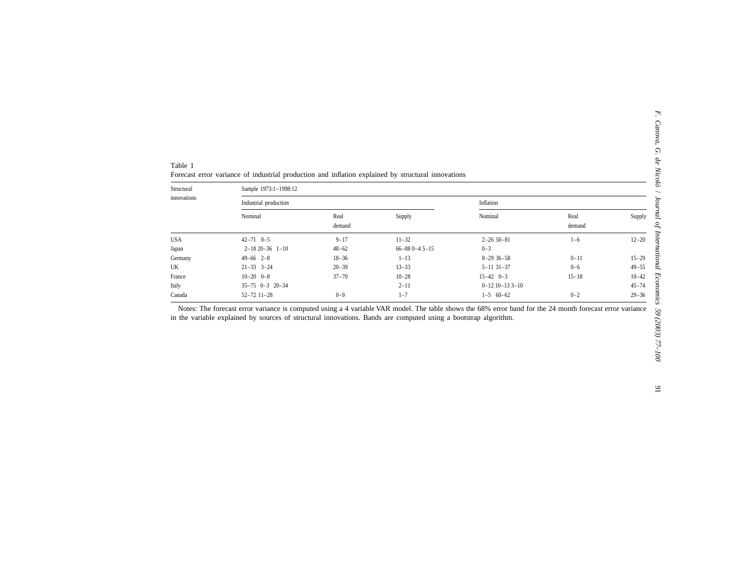Table 1
Forecast error variance of industrial production and inflation explained by structural innovations

| Structural innovations | Sample 1973:1–1998:12 | | | | | |
|---|---|---|---|---|---|---|
| | Industrial production | | | Inflation | | |
| | Nominal | Real demand | Supply | Nominal | Real demand | Supply |
| USA | 42–71 0–5 | 9–17 | 11–32 | 2–26 50–81 | 1–6 | 12–20 |
| Japan | 2–18 20–36 1–10 | 48–62 | 66–88 0–4 5–15 | 0–3 | | |
| Germany | 49–66 2–8 | 18–36 | 1–13 | 8–29 36–58 | 0–11 | 15–29 |
| UK | 21–33 3–24 | 20–39 | 13–33 | 5–11 31–37 | 0–6 | 49–55 |
| France | 10–20 0–8 | 37–70 | 10–28 | 15–42 0–3 | 15–18 | 10–42 |
| Italy | 35–75 0–3 20–34 | | 2–11 | 0–12 10–13 3–10 | | 45–74 |
| Canada | 52–72 11–28 | 0–9 | 1–7 | 1–5 60–62 | 0–2 | 29–36 |

Notes: The forecast error variance is computed using a 4 variable VAR model. The table shows the 68% error band for the 24 month forecast error variance in the variable explained by sources of structural innovations. Bands are computed using a bootstrap algorithm.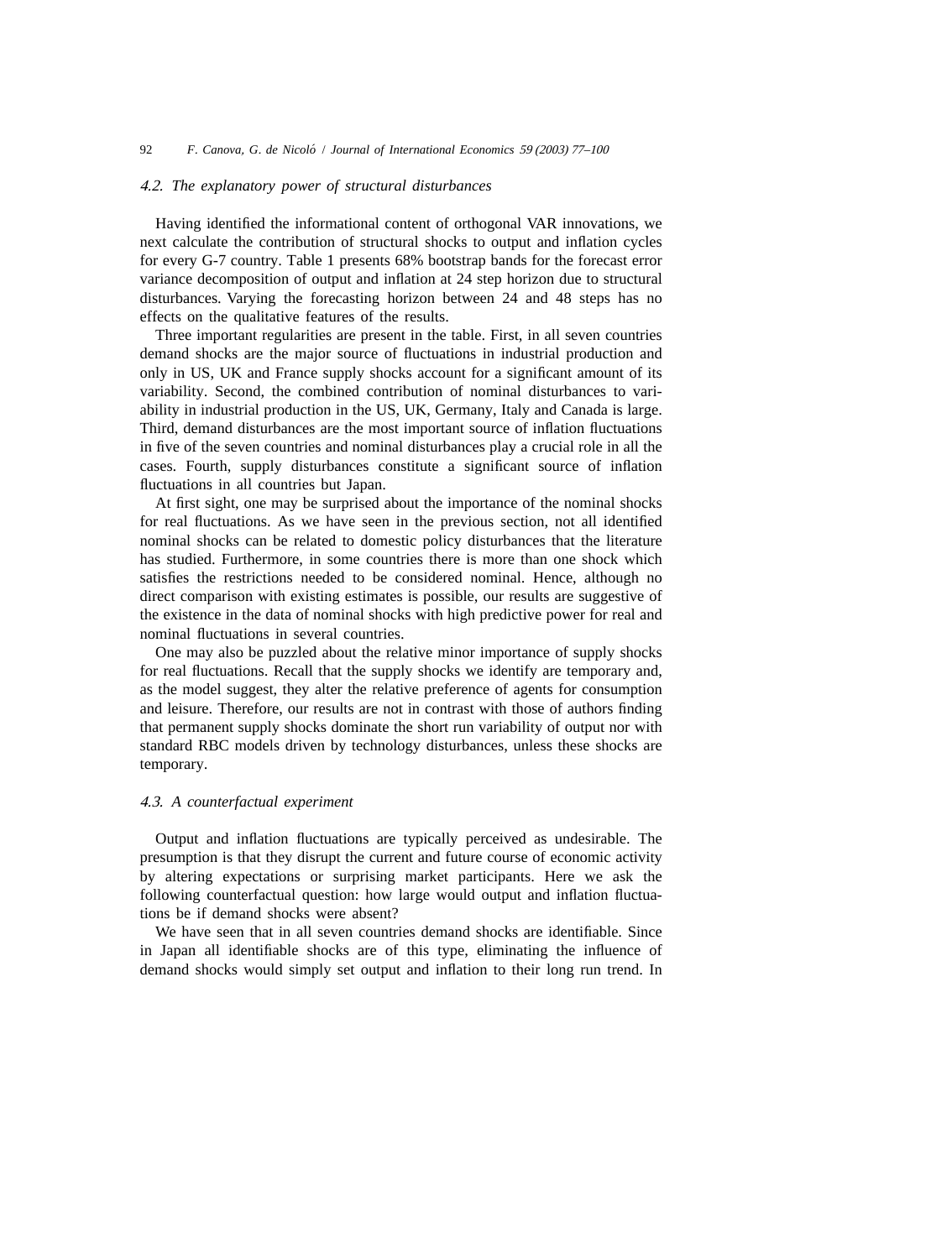### *4.2. The explanatory power of structural disturbances*

Having identified the informational content of orthogonal VAR innovations, we next calculate the contribution of structural shocks to output and inflation cycles for every G-7 country. Table 1 presents 68% bootstrap bands for the forecast error variance decomposition of output and inflation at 24 step horizon due to structural disturbances. Varying the forecasting horizon between 24 and 48 steps has no effects on the qualitative features of the results.

Three important regularities are present in the table. First, in all seven countries demand shocks are the major source of fluctuations in industrial production and only in US, UK and France supply shocks account for a significant amount of its variability. Second, the combined contribution of nominal disturbances to variability in industrial production in the US, UK, Germany, Italy and Canada is large. Third, demand disturbances are the most important source of inflation fluctuations in five of the seven countries and nominal disturbances play a crucial role in all the cases. Fourth, supply disturbances constitute a significant source of inflation fluctuations in all countries but Japan.

At first sight, one may be surprised about the importance of the nominal shocks for real fluctuations. As we have seen in the previous section, not all identified nominal shocks can be related to domestic policy disturbances that the literature has studied. Furthermore, in some countries there is more than one shock which satisfies the restrictions needed to be considered nominal. Hence, although no direct comparison with existing estimates is possible, our results are suggestive of the existence in the data of nominal shocks with high predictive power for real and nominal fluctuations in several countries.

One may also be puzzled about the relative minor importance of supply shocks for real fluctuations. Recall that the supply shocks we identify are temporary and, as the model suggest, they alter the relative preference of agents for consumption and leisure. Therefore, our results are not in contrast with those of authors finding that permanent supply shocks dominate the short run variability of output nor with standard RBC models driven by technology disturbances, unless these shocks are temporary.

### *4.3. A counterfactual experiment*

Output and inflation fluctuations are typically perceived as undesirable. The presumption is that they disrupt the current and future course of economic activity by altering expectations or surprising market participants. Here we ask the following counterfactual question: how large would output and inflation fluctuations be if demand shocks were absent?

We have seen that in all seven countries demand shocks are identifiable. Since in Japan all identifiable shocks are of this type, eliminating the influence of demand shocks would simply set output and inflation to their long run trend. In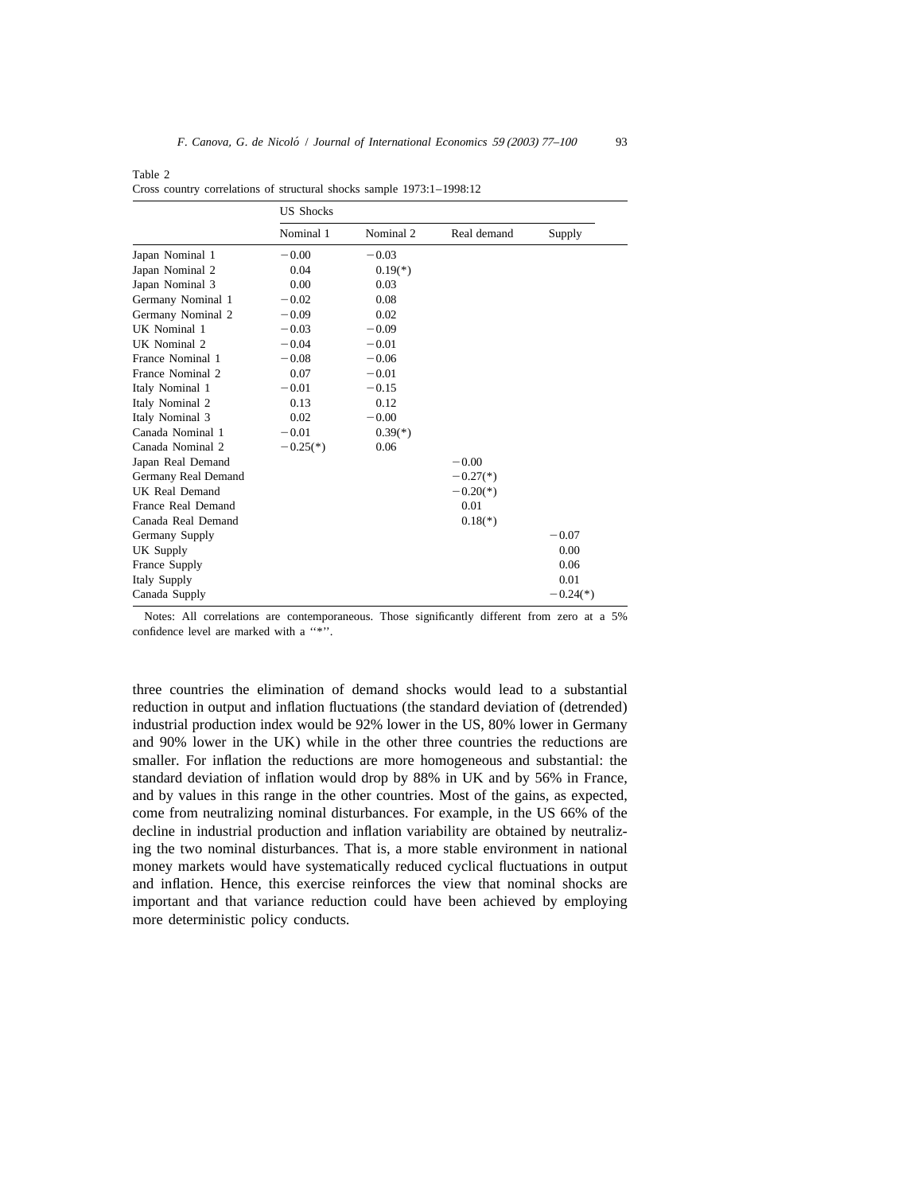Table 2
Cross country correlations of structural shocks sample 1973:1–1998:12

| | US Shocks | | | |
|---|---|---|---|---|
| | Nominal 1 | Nominal 2 | Real demand | Supply |
| Japan Nominal 1 | −0.00 | −0.03 | | |
| Japan Nominal 2 | 0.04 | 0.19(*) | | |
| Japan Nominal 3 | 0.00 | 0.03 | | |
| Germany Nominal 1 | −0.02 | 0.08 | | |
| Germany Nominal 2 | −0.09 | 0.02 | | |
| UK Nominal 1 | −0.03 | −0.09 | | |
| UK Nominal 2 | −0.04 | −0.01 | | |
| France Nominal 1 | −0.08 | −0.06 | | |
| France Nominal 2 | 0.07 | −0.01 | | |
| Italy Nominal 1 | −0.01 | −0.15 | | |
| Italy Nominal 2 | 0.13 | 0.12 | | |
| Italy Nominal 3 | 0.02 | −0.00 | | |
| Canada Nominal 1 | −0.01 | 0.39(*) | | |
| Canada Nominal 2 | −0.25(*) | 0.06 | | |
| Japan Real Demand | | | −0.00 | |
| Germany Real Demand | | | −0.27(*) | |
| UK Real Demand | | | −0.20(*) | |
| France Real Demand | | | 0.01 | |
| Canada Real Demand | | | 0.18(*) | |
| Germany Supply | | | | −0.07 |
| UK Supply | | | | 0.00 |
| France Supply | | | | 0.06 |
| Italy Supply | | | | 0.01 |
| Canada Supply | | | | −0.24(*) |

Notes: All correlations are contemporaneous. Those significantly different from zero at a 5% confidence level are marked with a "*".

three countries the elimination of demand shocks would lead to a substantial reduction in output and inflation fluctuations (the standard deviation of (detrended) industrial production index would be 92% lower in the US, 80% lower in Germany and 90% lower in the UK) while in the other three countries the reductions are smaller. For inflation the reductions are more homogeneous and substantial: the standard deviation of inflation would drop by 88% in UK and by 56% in France, and by values in this range in the other countries. Most of the gains, as expected, come from neutralizing nominal disturbances. For example, in the US 66% of the decline in industrial production and inflation variability are obtained by neutralizing the two nominal disturbances. That is, a more stable environment in national money markets would have systematically reduced cyclical fluctuations in output and inflation. Hence, this exercise reinforces the view that nominal shocks are important and that variance reduction could have been achieved by employing more deterministic policy conducts.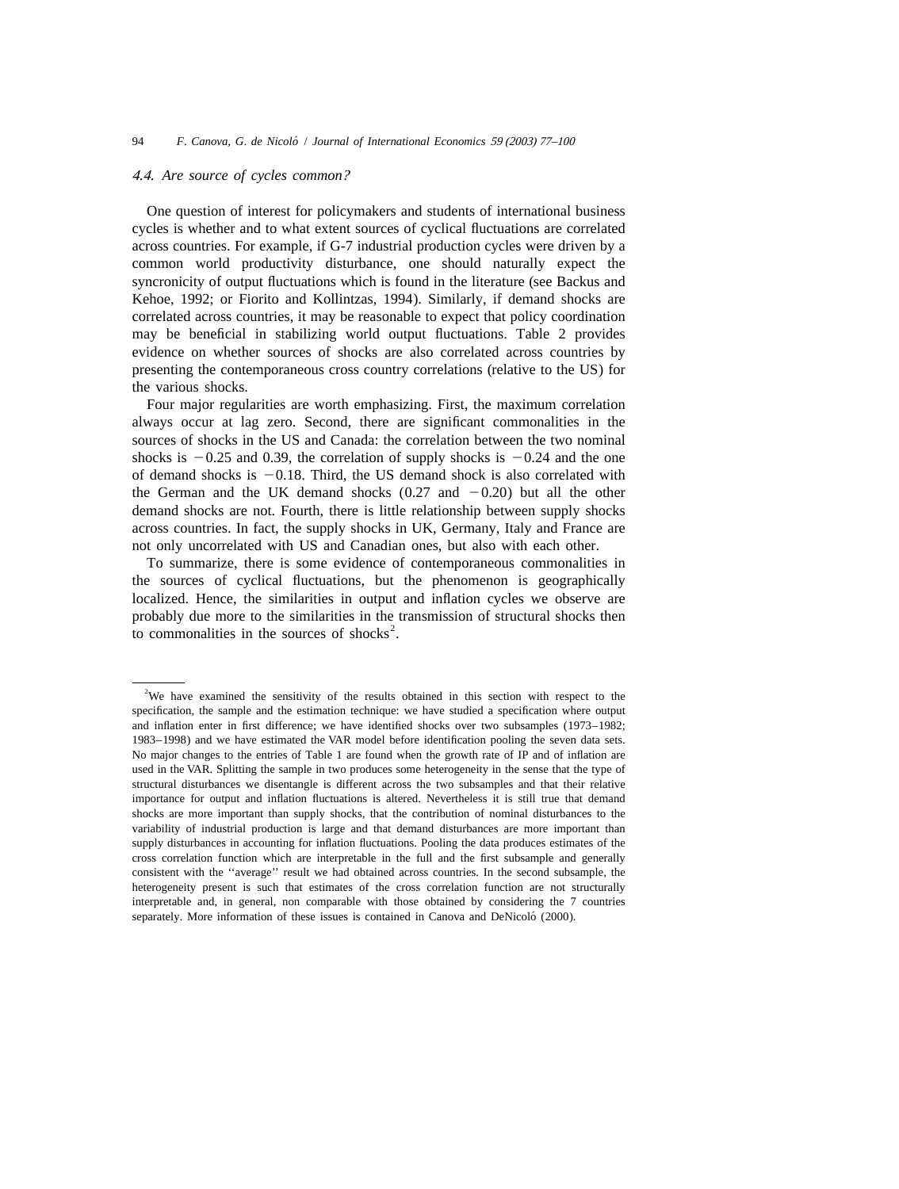### *4.4. Are source of cycles common?*

One question of interest for policymakers and students of international business cycles is whether and to what extent sources of cyclical fluctuations are correlated across countries. For example, if G-7 industrial production cycles were driven by a common world productivity disturbance, one should naturally expect the syncronicity of output fluctuations which is found in the literature (see Backus and Kehoe, 1992; or Fiorito and Kollintzas, 1994). Similarly, if demand shocks are correlated across countries, it may be reasonable to expect that policy coordination may be beneficial in stabilizing world output fluctuations. Table 2 provides evidence on whether sources of shocks are also correlated across countries by presenting the contemporaneous cross country correlations (relative to the US) for the various shocks.

Four major regularities are worth emphasizing. First, the maximum correlation always occur at lag zero. Second, there are significant commonalities in the sources of shocks in the US and Canada: the correlation between the two nominal shocks is $-0.25$ and 0.39, the correlation of supply shocks is $-0.24$ and the one of demand shocks is $-0.18$. Third, the US demand shock is also correlated with the German and the UK demand shocks (0.27 and $-0.20$) but all the other demand shocks are not. Fourth, there is little relationship between supply shocks across countries. In fact, the supply shocks in UK, Germany, Italy and France are not only uncorrelated with US and Canadian ones, but also with each other.

To summarize, there is some evidence of contemporaneous commonalities in the sources of cyclical fluctuations, but the phenomenon is geographically localized. Hence, the similarities in output and inflation cycles we observe are probably due more to the similarities in the transmission of structural shocks then to commonalities in the sources of shocks[2].

[2]We have examined the sensitivity of the results obtained in this section with respect to the specification, the sample and the estimation technique: we have studied a specification where output and inflation enter in first difference; we have identified shocks over two subsamples (1973–1982; 1983–1998) and we have estimated the VAR model before identification pooling the seven data sets. No major changes to the entries of Table 1 are found when the growth rate of IP and of inflation are used in the VAR. Splitting the sample in two produces some heterogeneity in the sense that the type of structural disturbances we disentangle is different across the two subsamples and that their relative importance for output and inflation fluctuations is altered. Nevertheless it is still true that demand shocks are more important than supply shocks, that the contribution of nominal disturbances to the variability of industrial production is large and that demand disturbances are more important than supply disturbances in accounting for inflation fluctuations. Pooling the data produces estimates of the cross correlation function which are interpretable in the full and the first subsample and generally consistent with the ''average'' result we had obtained across countries. In the second subsample, the heterogeneity present is such that estimates of the cross correlation function are not structurally interpretable and, in general, non comparable with those obtained by considering the 7 countries separately. More information of these issues is contained in Canova and DeNicoló (2000).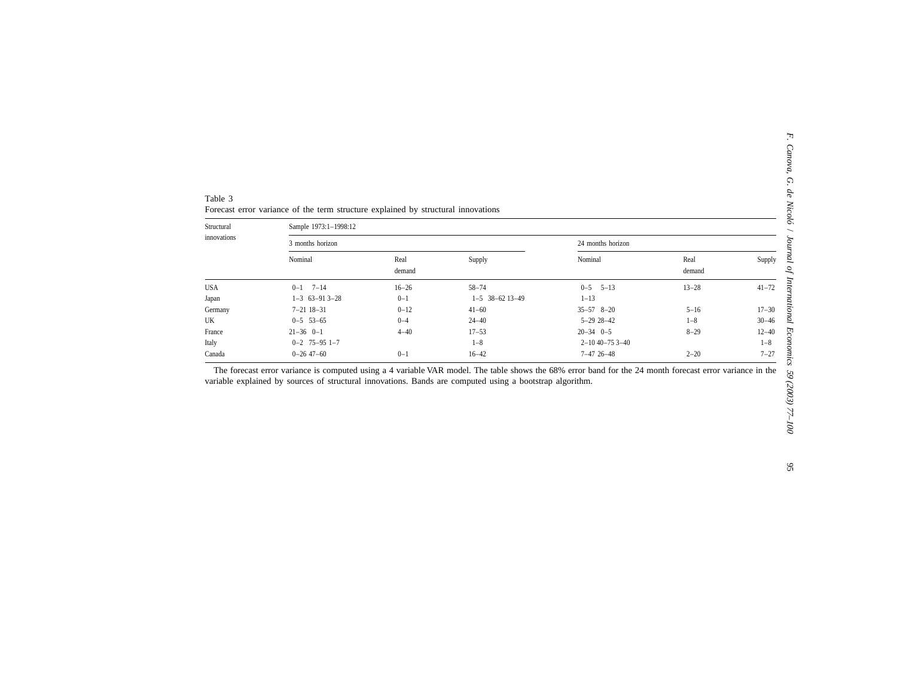Table 3
Forecast error variance of the term structure explained by structural innovations

| Structural innovations | Sample 1973:1–1998:12 | | | | | |
|---|---|---|---|---|---|---|
| | 3 months horizon | | | 24 months horizon | | |
| | Nominal | Real demand | Supply | Nominal | Real demand | Supply |
| USA | 0–1 7–14 | 16–26 | 58–74 | 0–5 5–13 | 13–28 | 41–72 |
| Japan | 1–3 63–91 3–28 | 0–1 | 1–5 38–62 13–49 | 1–13 | | |
| Germany | 7–21 18–31 | 0–12 | 41–60 | 35–57 8–20 | 5–16 | 17–30 |
| UK | 0–5 53–65 | 0–4 | 24–40 | 5–29 28–42 | 1–8 | 30–46 |
| France | 21–36 0–1 | 4–40 | 17–53 | 20–34 0–5 | 8–29 | 12–40 |
| Italy | 0–2 75–95 1–7 | | 1–8 | 2–10 40–75 3–40 | | 1–8 |
| Canada | 0–26 47–60 | 0–1 | 16–42 | 7–47 26–48 | 2–20 | 7–27 |

The forecast error variance is computed using a 4 variable VAR model. The table shows the 68% error band for the 24 month forecast error variance in the variable explained by sources of structural innovations. Bands are computed using a bootstrap algorithm.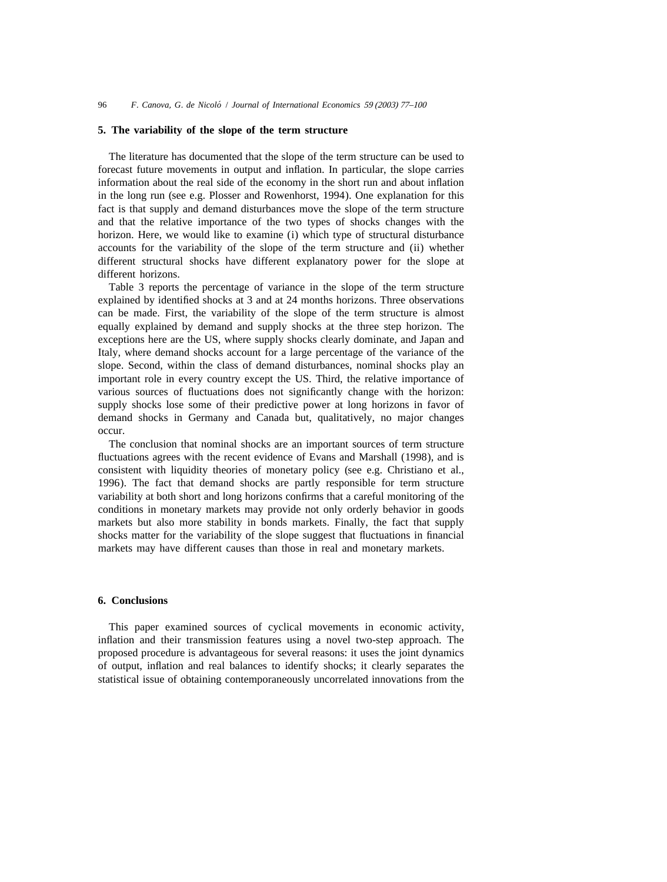## 5. The variability of the slope of the term structure

The literature has documented that the slope of the term structure can be used to forecast future movements in output and inflation. In particular, the slope carries information about the real side of the economy in the short run and about inflation in the long run (see e.g. Plosser and Rowenhorst, 1994). One explanation for this fact is that supply and demand disturbances move the slope of the term structure and that the relative importance of the two types of shocks changes with the horizon. Here, we would like to examine (i) which type of structural disturbance accounts for the variability of the slope of the term structure and (ii) whether different structural shocks have different explanatory power for the slope at different horizons.

Table 3 reports the percentage of variance in the slope of the term structure explained by identified shocks at 3 and at 24 months horizons. Three observations can be made. First, the variability of the slope of the term structure is almost equally explained by demand and supply shocks at the three step horizon. The exceptions here are the US, where supply shocks clearly dominate, and Japan and Italy, where demand shocks account for a large percentage of the variance of the slope. Second, within the class of demand disturbances, nominal shocks play an important role in every country except the US. Third, the relative importance of various sources of fluctuations does not significantly change with the horizon: supply shocks lose some of their predictive power at long horizons in favor of demand shocks in Germany and Canada but, qualitatively, no major changes occur.

The conclusion that nominal shocks are an important sources of term structure fluctuations agrees with the recent evidence of Evans and Marshall (1998), and is consistent with liquidity theories of monetary policy (see e.g. Christiano et al., 1996). The fact that demand shocks are partly responsible for term structure variability at both short and long horizons confirms that a careful monitoring of the conditions in monetary markets may provide not only orderly behavior in goods markets but also more stability in bonds markets. Finally, the fact that supply shocks matter for the variability of the slope suggest that fluctuations in financial markets may have different causes than those in real and monetary markets.

## 6. Conclusions

This paper examined sources of cyclical movements in economic activity, inflation and their transmission features using a novel two-step approach. The proposed procedure is advantageous for several reasons: it uses the joint dynamics of output, inflation and real balances to identify shocks; it clearly separates the statistical issue of obtaining contemporaneously uncorrelated innovations from the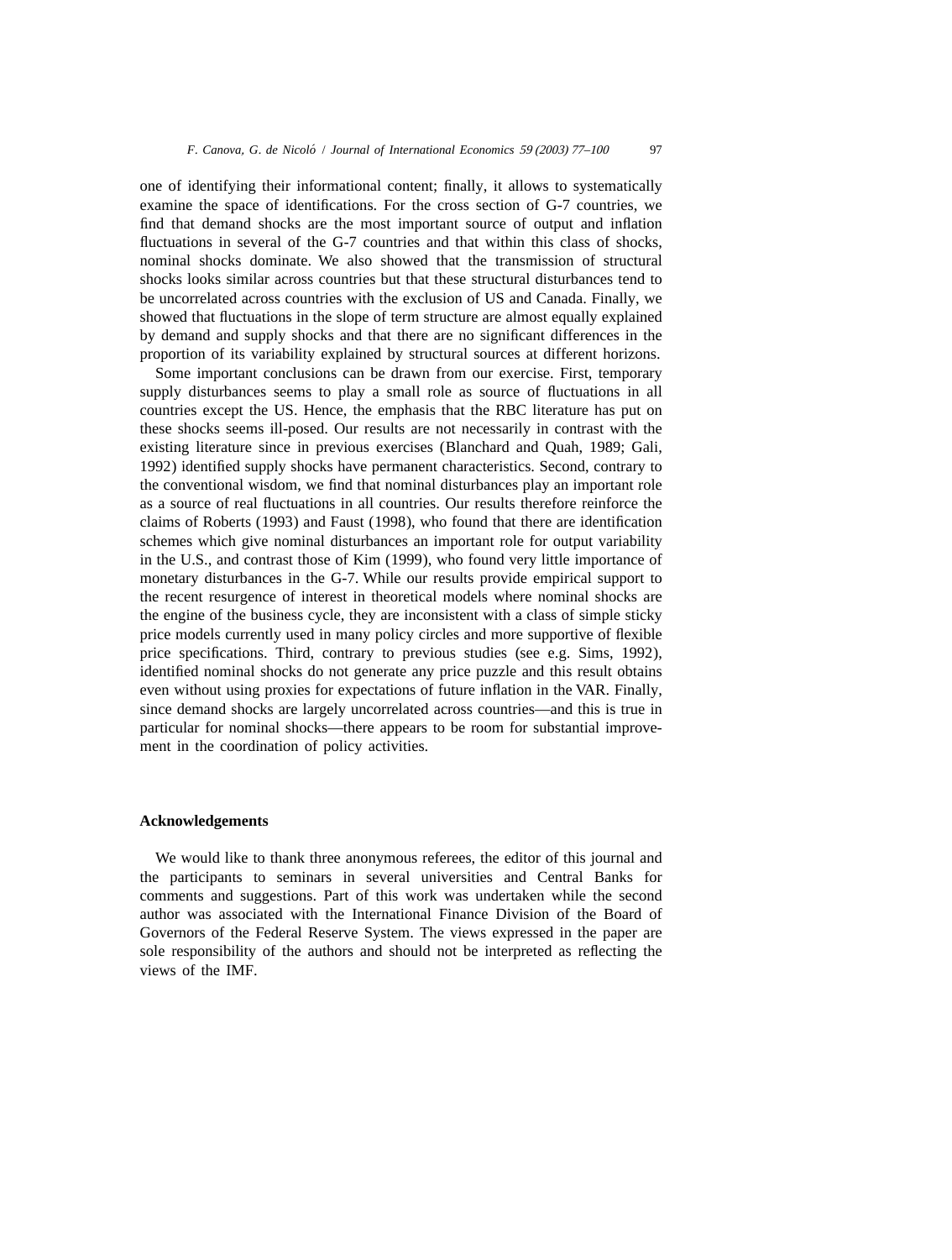one of identifying their informational content; finally, it allows to systematically examine the space of identifications. For the cross section of G-7 countries, we find that demand shocks are the most important source of output and inflation fluctuations in several of the G-7 countries and that within this class of shocks, nominal shocks dominate. We also showed that the transmission of structural shocks looks similar across countries but that these structural disturbances tend to be uncorrelated across countries with the exclusion of US and Canada. Finally, we showed that fluctuations in the slope of term structure are almost equally explained by demand and supply shocks and that there are no significant differences in the proportion of its variability explained by structural sources at different horizons.

Some important conclusions can be drawn from our exercise. First, temporary supply disturbances seems to play a small role as source of fluctuations in all countries except the US. Hence, the emphasis that the RBC literature has put on these shocks seems ill-posed. Our results are not necessarily in contrast with the existing literature since in previous exercises (Blanchard and Quah, 1989; Gali, 1992) identified supply shocks have permanent characteristics. Second, contrary to the conventional wisdom, we find that nominal disturbances play an important role as a source of real fluctuations in all countries. Our results therefore reinforce the claims of Roberts (1993) and Faust (1998), who found that there are identification schemes which give nominal disturbances an important role for output variability in the U.S., and contrast those of Kim (1999), who found very little importance of monetary disturbances in the G-7. While our results provide empirical support to the recent resurgence of interest in theoretical models where nominal shocks are the engine of the business cycle, they are inconsistent with a class of simple sticky price models currently used in many policy circles and more supportive of flexible price specifications. Third, contrary to previous studies (see e.g. Sims, 1992), identified nominal shocks do not generate any price puzzle and this result obtains even without using proxies for expectations of future inflation in the VAR. Finally, since demand shocks are largely uncorrelated across countries—and this is true in particular for nominal shocks—there appears to be room for substantial improvement in the coordination of policy activities.

## Acknowledgements

We would like to thank three anonymous referees, the editor of this journal and the participants to seminars in several universities and Central Banks for comments and suggestions. Part of this work was undertaken while the second author was associated with the International Finance Division of the Board of Governors of the Federal Reserve System. The views expressed in the paper are sole responsibility of the authors and should not be interpreted as reflecting the views of the IMF.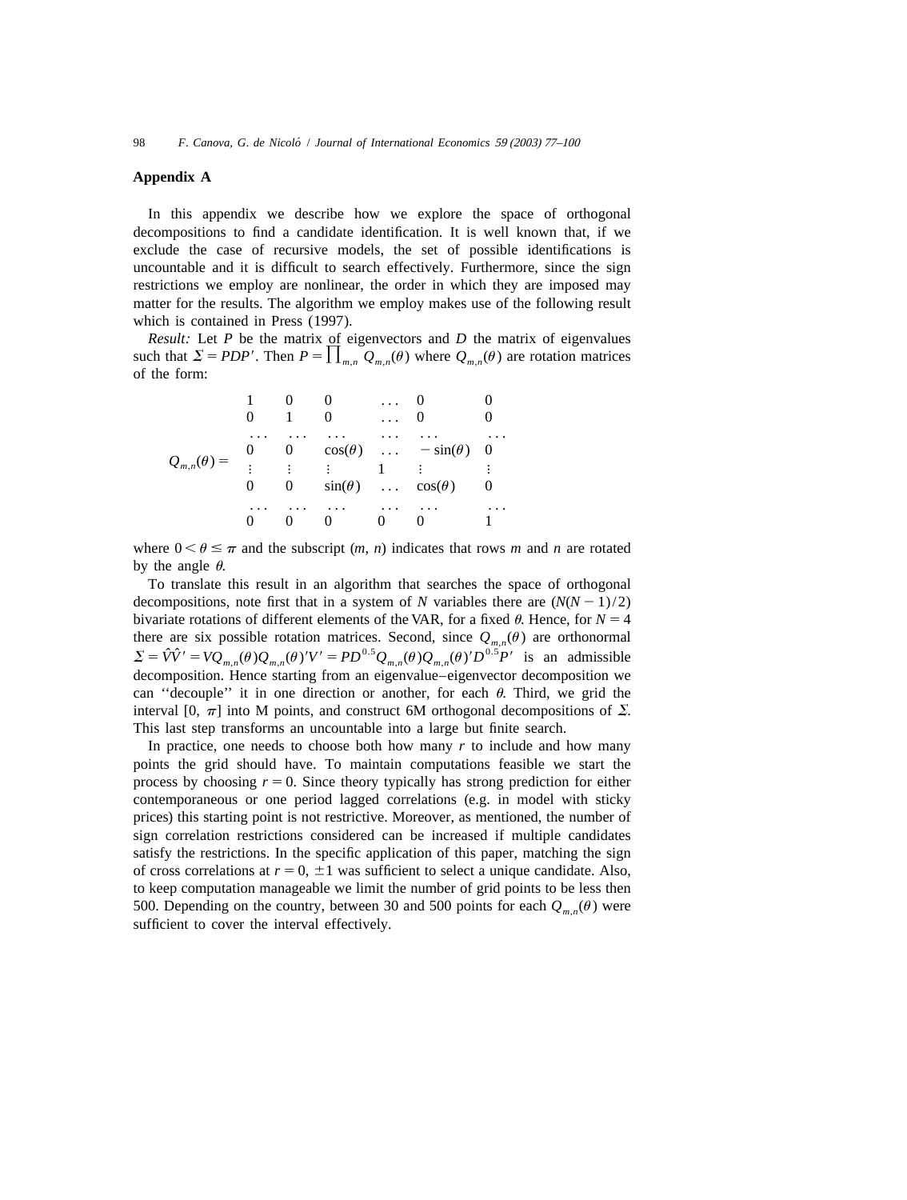## Appendix A

In this appendix we describe how we explore the space of orthogonal decompositions to find a candidate identification. It is well known that, if we exclude the case of recursive models, the set of possible identifications is uncountable and it is difficult to search effectively. Furthermore, since the sign restrictions we employ are nonlinear, the order in which they are imposed may matter for the results. The algorithm we employ makes use of the following result which is contained in Press (1997).

*Result:* Let $P$ be the matrix of eigenvectors and $D$ the matrix of eigenvalues such that $\Sigma = PDP'$. Then $P = \prod_{m,n} Q_{m,n}(\theta)$ where $Q_{m,n}(\theta)$ are rotation matrices of the form:

$$
Q_{m,n}(\theta) = \begin{array}{cccccc}
1 & 0 & 0 & \ldots & 0 & 0 \\
0 & 1 & 0 & \ldots & 0 & 0 \\
\ldots & \ldots & \ldots & \ldots & \ldots & \ldots \\
0 & 0 & \cos(\theta) & \ldots & -\sin(\theta) & 0 \\
\vdots & \vdots & \vdots & 1 & \vdots & \vdots \\
0 & 0 & \sin(\theta) & \ldots & \cos(\theta) & 0 \\
\ldots & \ldots & \ldots & \ldots & \ldots & \ldots \\
0 & 0 & 0 & 0 & 0 & 1
\end{array}
$$

where $0 < \theta \leq \pi$ and the subscript $(m, n)$ indicates that rows $m$ and $n$ are rotated by the angle $\theta$.

To translate this result in an algorithm that searches the space of orthogonal decompositions, note first that in a system of $N$ variables there are $(N(N-1)/2)$ bivariate rotations of different elements of the VAR, for a fixed $\theta$. Hence, for $N = 4$ there are six possible rotation matrices. Second, since $Q_{m,n}(\theta)$ are orthonormal $\Sigma = \hat{V}\hat{V}' = VQ_{m,n}(\theta)Q_{m,n}(\theta)'V' = PD^{0.5}Q_{m,n}(\theta)Q_{m,n}(\theta)'D^{0.5}P'$ is an admissible decomposition. Hence starting from an eigenvalue–eigenvector decomposition we can ''decouple'' it in one direction or another, for each $\theta$. Third, we grid the interval $[0, \pi]$ into M points, and construct 6M orthogonal decompositions of $\Sigma$. This last step transforms an uncountable into a large but finite search.

In practice, one needs to choose both how many $r$ to include and how many points the grid should have. To maintain computations feasible we start the process by choosing $r = 0$. Since theory typically has strong prediction for either contemporaneous or one period lagged correlations (e.g. in model with sticky prices) this starting point is not restrictive. Moreover, as mentioned, the number of sign correlation restrictions considered can be increased if multiple candidates satisfy the restrictions. In the specific application of this paper, matching the sign of cross correlations at $r = 0, \pm 1$ was sufficient to select a unique candidate. Also, to keep computation manageable we limit the number of grid points to be less then 500. Depending on the country, between 30 and 500 points for each $Q_{m,n}(\theta)$ were sufficient to cover the interval effectively.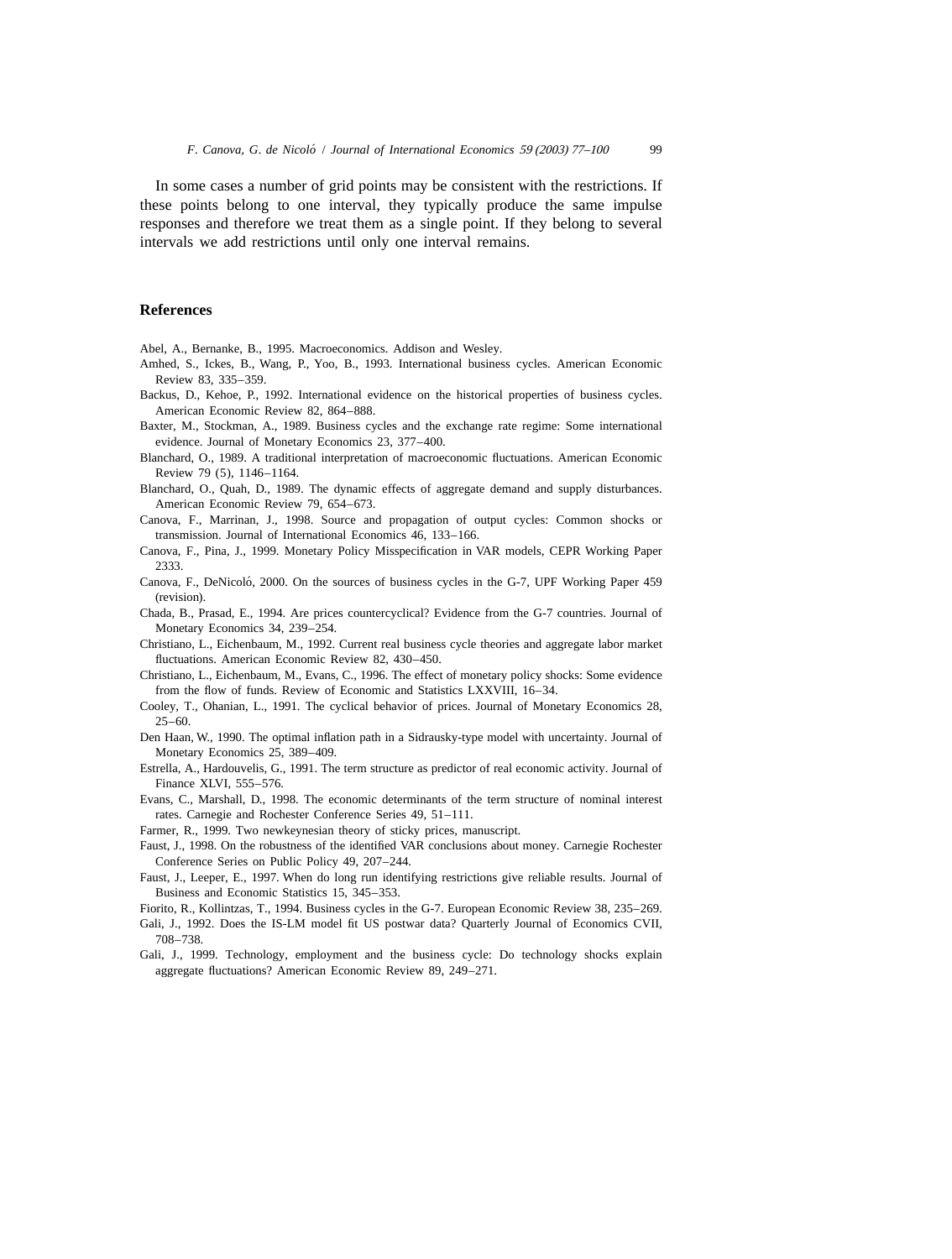In some cases a number of grid points may be consistent with the restrictions. If these points belong to one interval, they typically produce the same impulse responses and therefore we treat them as a single point. If they belong to several intervals we add restrictions until only one interval remains.

## References

Abel, A., Bernanke, B., 1995. Macroeconomics. Addison and Wesley.

Amhed, S., Ickes, B., Wang, P., Yoo, B., 1993. International business cycles. American Economic Review 83, 335–359.

Backus, D., Kehoe, P., 1992. International evidence on the historical properties of business cycles. American Economic Review 82, 864–888.

Baxter, M., Stockman, A., 1989. Business cycles and the exchange rate regime: Some international evidence. Journal of Monetary Economics 23, 377–400.

Blanchard, O., 1989. A traditional interpretation of macroeconomic fluctuations. American Economic Review 79 (5), 1146–1164.

Blanchard, O., Quah, D., 1989. The dynamic effects of aggregate demand and supply disturbances. American Economic Review 79, 654–673.

Canova, F., Marrinan, J., 1998. Source and propagation of output cycles: Common shocks or transmission. Journal of International Economics 46, 133–166.

Canova, F., Pina, J., 1999. Monetary Policy Misspecification in VAR models, CEPR Working Paper 2333.

Canova, F., DeNicoló, 2000. On the sources of business cycles in the G-7, UPF Working Paper 459 (revision).

Chada, B., Prasad, E., 1994. Are prices countercyclical? Evidence from the G-7 countries. Journal of Monetary Economics 34, 239–254.

Christiano, L., Eichenbaum, M., 1992. Current real business cycle theories and aggregate labor market fluctuations. American Economic Review 82, 430–450.

Christiano, L., Eichenbaum, M., Evans, C., 1996. The effect of monetary policy shocks: Some evidence from the flow of funds. Review of Economic and Statistics LXXVIII, 16–34.

Cooley, T., Ohanian, L., 1991. The cyclical behavior of prices. Journal of Monetary Economics 28, 25–60.

Den Haan, W., 1990. The optimal inflation path in a Sidrausky-type model with uncertainty. Journal of Monetary Economics 25, 389–409.

Estrella, A., Hardouvelis, G., 1991. The term structure as predictor of real economic activity. Journal of Finance XLVI, 555–576.

Evans, C., Marshall, D., 1998. The economic determinants of the term structure of nominal interest rates. Carnegie and Rochester Conference Series 49, 51–111.

Farmer, R., 1999. Two newkeynesian theory of sticky prices, manuscript.

Faust, J., 1998. On the robustness of the identified VAR conclusions about money. Carnegie Rochester Conference Series on Public Policy 49, 207–244.

Faust, J., Leeper, E., 1997. When do long run identifying restrictions give reliable results. Journal of Business and Economic Statistics 15, 345–353.

Fiorito, R., Kollintzas, T., 1994. Business cycles in the G-7. European Economic Review 38, 235–269.

Gali, J., 1992. Does the IS-LM model fit US postwar data? Quarterly Journal of Economics CVII, 708–738.

Gali, J., 1999. Technology, employment and the business cycle: Do technology shocks explain aggregate fluctuations? American Economic Review 89, 249–271.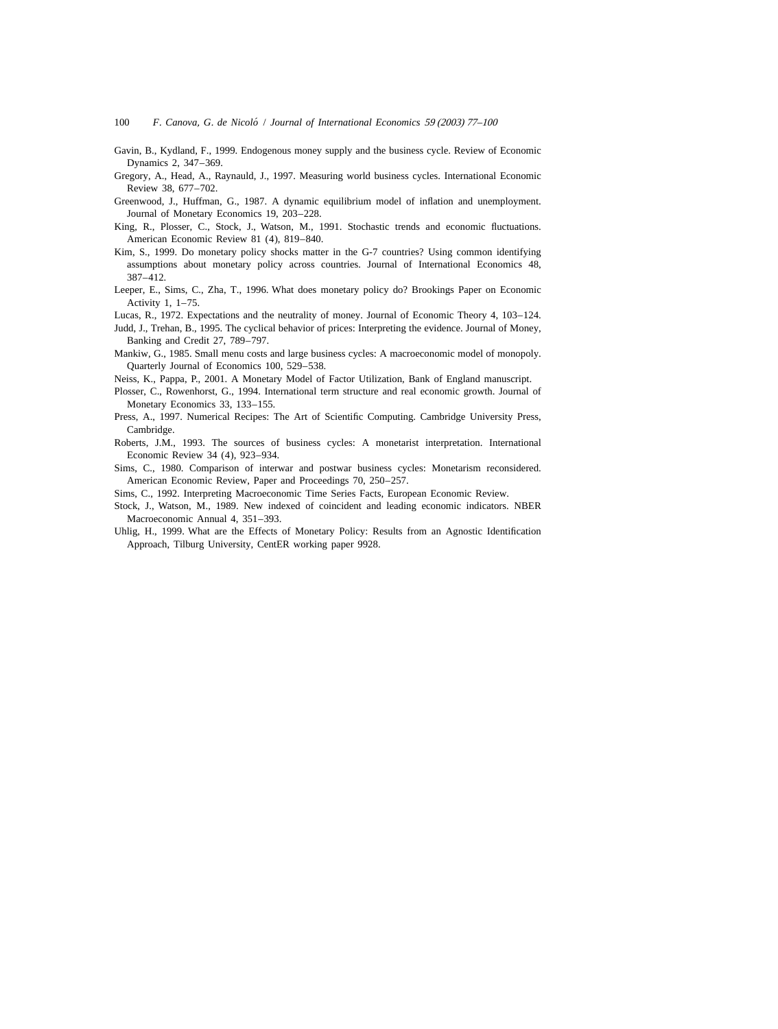Gavin, B., Kydland, F., 1999. Endogenous money supply and the business cycle. Review of Economic Dynamics 2, 347–369.

Gregory, A., Head, A., Raynauld, J., 1997. Measuring world business cycles. International Economic Review 38, 677–702.

Greenwood, J., Huffman, G., 1987. A dynamic equilibrium model of inflation and unemployment. Journal of Monetary Economics 19, 203–228.

King, R., Plosser, C., Stock, J., Watson, M., 1991. Stochastic trends and economic fluctuations. American Economic Review 81 (4), 819–840.

Kim, S., 1999. Do monetary policy shocks matter in the G-7 countries? Using common identifying assumptions about monetary policy across countries. Journal of International Economics 48, 387–412.

Leeper, E., Sims, C., Zha, T., 1996. What does monetary policy do? Brookings Paper on Economic Activity 1, 1–75.

Lucas, R., 1972. Expectations and the neutrality of money. Journal of Economic Theory 4, 103–124.

Judd, J., Trehan, B., 1995. The cyclical behavior of prices: Interpreting the evidence. Journal of Money, Banking and Credit 27, 789–797.

Mankiw, G., 1985. Small menu costs and large business cycles: A macroeconomic model of monopoly. Quarterly Journal of Economics 100, 529–538.

Neiss, K., Pappa, P., 2001. A Monetary Model of Factor Utilization, Bank of England manuscript.

Plosser, C., Rowenhorst, G., 1994. International term structure and real economic growth. Journal of Monetary Economics 33, 133–155.

Press, A., 1997. Numerical Recipes: The Art of Scientific Computing. Cambridge University Press, Cambridge.

Roberts, J.M., 1993. The sources of business cycles: A monetarist interpretation. International Economic Review 34 (4), 923–934.

Sims, C., 1980. Comparison of interwar and postwar business cycles: Monetarism reconsidered. American Economic Review, Paper and Proceedings 70, 250–257.

Sims, C., 1992. Interpreting Macroeconomic Time Series Facts, European Economic Review.

Stock, J., Watson, M., 1989. New indexed of coincident and leading economic indicators. NBER Macroeconomic Annual 4, 351–393.

Uhlig, H., 1999. What are the Effects of Monetary Policy: Results from an Agnostic Identification Approach, Tilburg University, CentER working paper 9928.